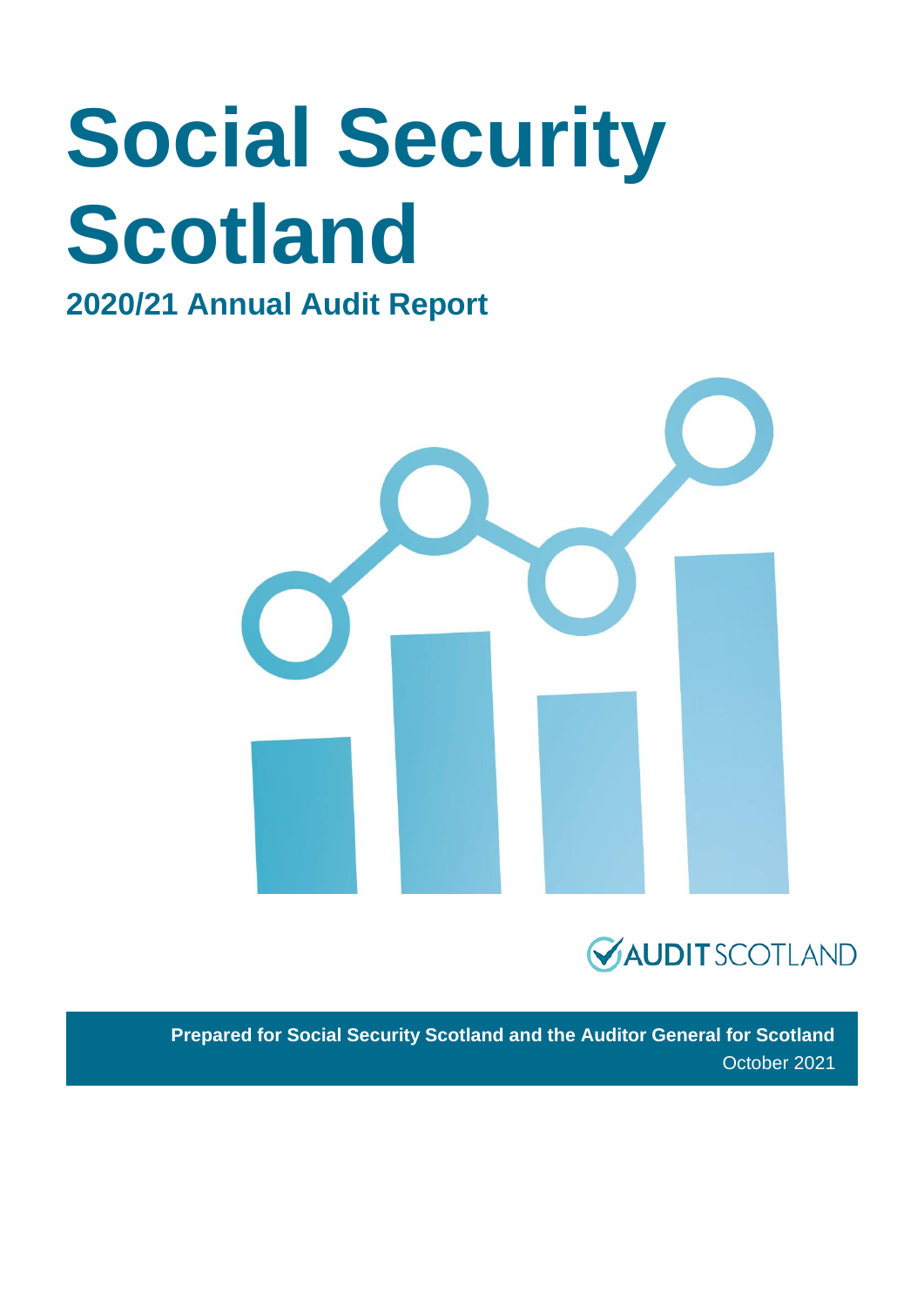# Social Security Scotland

## 2020/21 Annual Audit Report

AUDIT SCOTLAND

**Prepared for Social Security Scotland and the Auditor General for Scotland**

October 2021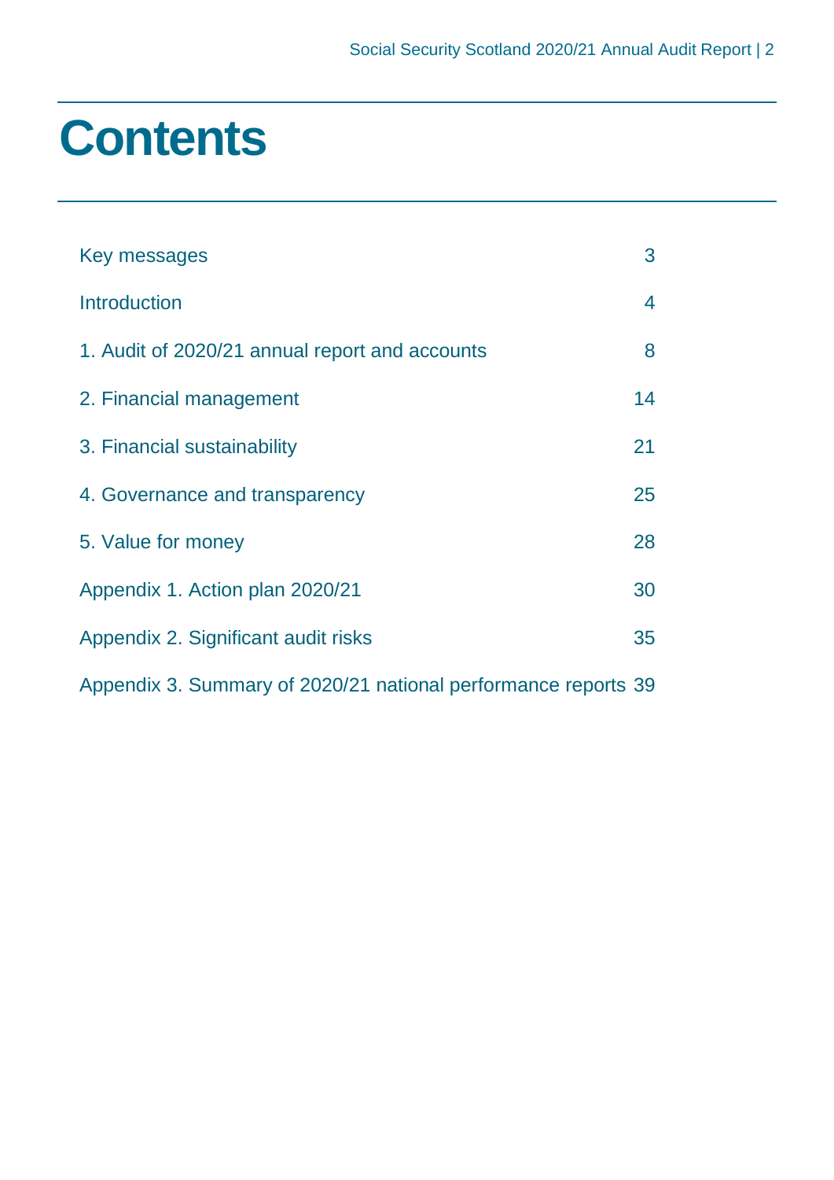# Contents

| | |
|---|---|
| Key messages | 3 |
| Introduction | 4 |
| 1. Audit of 2020/21 annual report and accounts | 8 |
| 2. Financial management | 14 |
| 3. Financial sustainability | 21 |
| 4. Governance and transparency | 25 |
| 5. Value for money | 28 |
| Appendix 1. Action plan 2020/21 | 30 |
| Appendix 2. Significant audit risks | 35 |
| Appendix 3. Summary of 2020/21 national performance reports | 39 |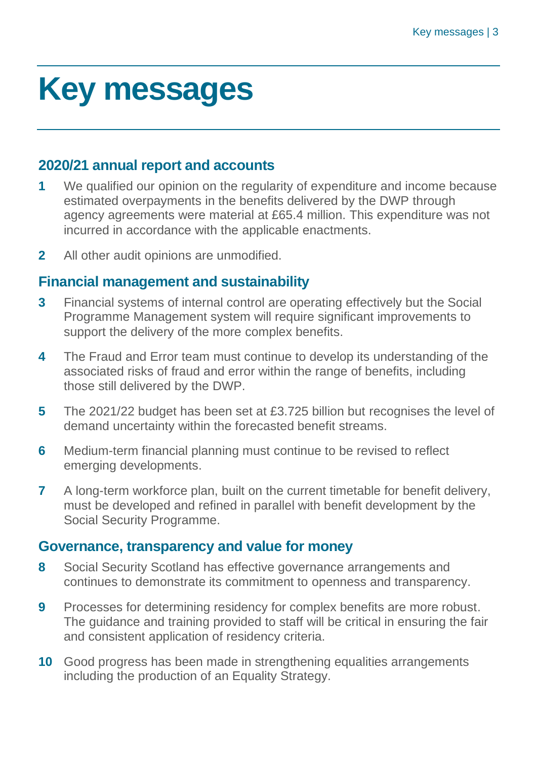# Key messages

## 2020/21 annual report and accounts

**1** We qualified our opinion on the regularity of expenditure and income because estimated overpayments in the benefits delivered by the DWP through agency agreements were material at £65.4 million. This expenditure was not incurred in accordance with the applicable enactments.

**2** All other audit opinions are unmodified.

## Financial management and sustainability

**3** Financial systems of internal control are operating effectively but the Social Programme Management system will require significant improvements to support the delivery of the more complex benefits.

**4** The Fraud and Error team must continue to develop its understanding of the associated risks of fraud and error within the range of benefits, including those still delivered by the DWP.

**5** The 2021/22 budget has been set at £3.725 billion but recognises the level of demand uncertainty within the forecasted benefit streams.

**6** Medium-term financial planning must continue to be revised to reflect emerging developments.

**7** A long-term workforce plan, built on the current timetable for benefit delivery, must be developed and refined in parallel with benefit development by the Social Security Programme.

## Governance, transparency and value for money

**8** Social Security Scotland has effective governance arrangements and continues to demonstrate its commitment to openness and transparency.

**9** Processes for determining residency for complex benefits are more robust. The guidance and training provided to staff will be critical in ensuring the fair and consistent application of residency criteria.

**10** Good progress has been made in strengthening equalities arrangements including the production of an Equality Strategy.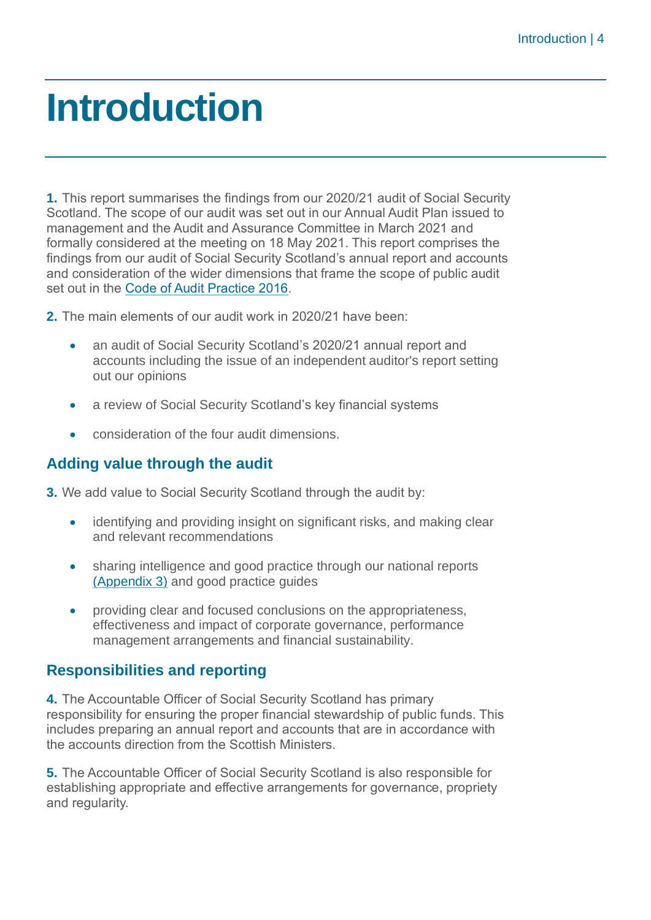# Introduction

**1.** This report summarises the findings from our 2020/21 audit of Social Security Scotland. The scope of our audit was set out in our Annual Audit Plan issued to management and the Audit and Assurance Committee in March 2021 and formally considered at the meeting on 18 May 2021. This report comprises the findings from our audit of Social Security Scotland's annual report and accounts and consideration of the wider dimensions that frame the scope of public audit set out in the Code of Audit Practice 2016.

**2.** The main elements of our audit work in 2020/21 have been:

- an audit of Social Security Scotland's 2020/21 annual report and accounts including the issue of an independent auditor's report setting out our opinions
- a review of Social Security Scotland's key financial systems
- consideration of the four audit dimensions.

## Adding value through the audit

**3.** We add value to Social Security Scotland through the audit by:

- identifying and providing insight on significant risks, and making clear and relevant recommendations
- sharing intelligence and good practice through our national reports (Appendix 3) and good practice guides
- providing clear and focused conclusions on the appropriateness, effectiveness and impact of corporate governance, performance management arrangements and financial sustainability.

## Responsibilities and reporting

**4.** The Accountable Officer of Social Security Scotland has primary responsibility for ensuring the proper financial stewardship of public funds. This includes preparing an annual report and accounts that are in accordance with the accounts direction from the Scottish Ministers.

**5.** The Accountable Officer of Social Security Scotland is also responsible for establishing appropriate and effective arrangements for governance, propriety and regularity.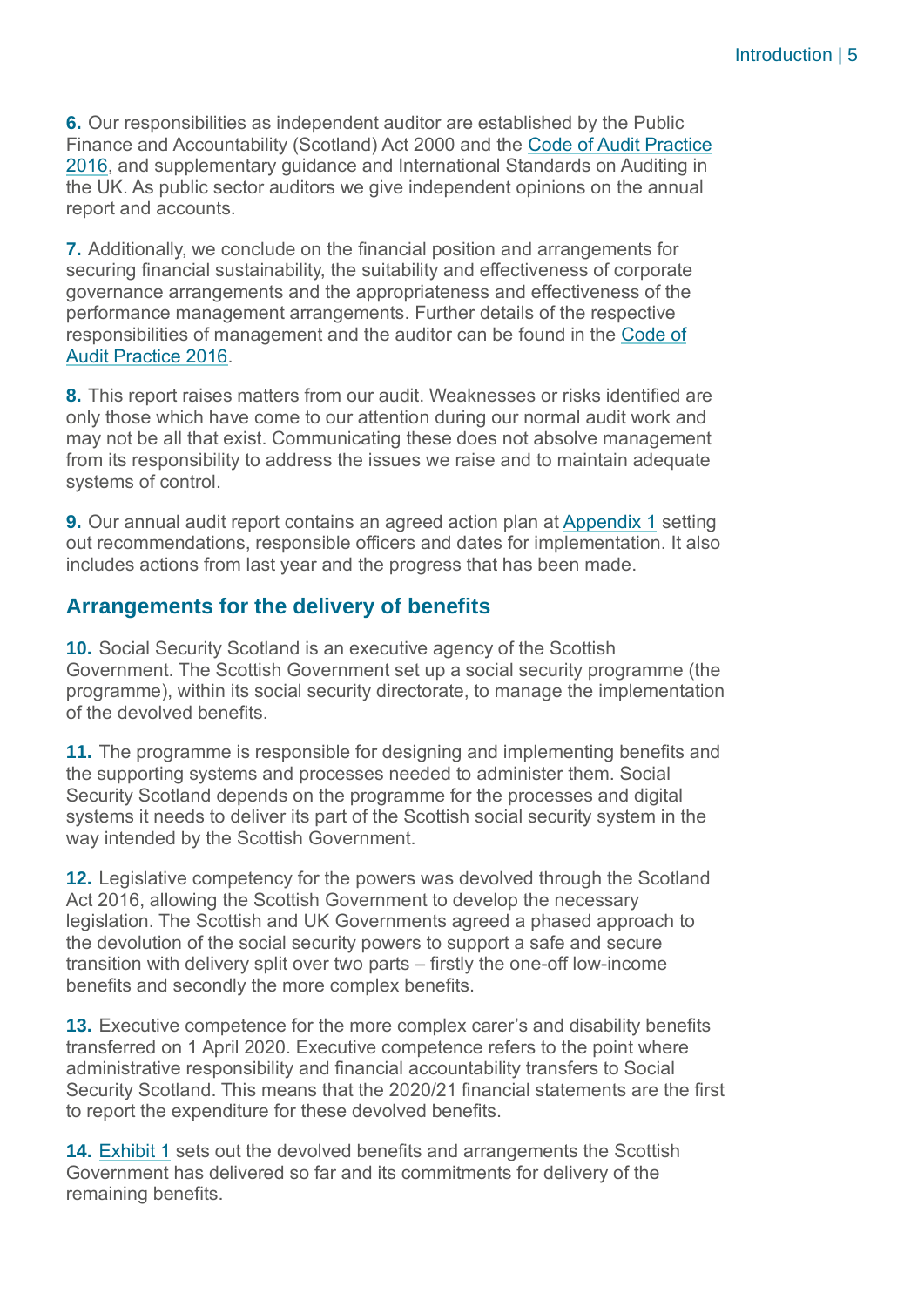**6.** Our responsibilities as independent auditor are established by the Public Finance and Accountability (Scotland) Act 2000 and the Code of Audit Practice 2016, and supplementary guidance and International Standards on Auditing in the UK. As public sector auditors we give independent opinions on the annual report and accounts.

**7.** Additionally, we conclude on the financial position and arrangements for securing financial sustainability, the suitability and effectiveness of corporate governance arrangements and the appropriateness and effectiveness of the performance management arrangements. Further details of the respective responsibilities of management and the auditor can be found in the Code of Audit Practice 2016.

**8.** This report raises matters from our audit. Weaknesses or risks identified are only those which have come to our attention during our normal audit work and may not be all that exist. Communicating these does not absolve management from its responsibility to address the issues we raise and to maintain adequate systems of control.

**9.** Our annual audit report contains an agreed action plan at Appendix 1 setting out recommendations, responsible officers and dates for implementation. It also includes actions from last year and the progress that has been made.

## Arrangements for the delivery of benefits

**10.** Social Security Scotland is an executive agency of the Scottish Government. The Scottish Government set up a social security programme (the programme), within its social security directorate, to manage the implementation of the devolved benefits.

**11.** The programme is responsible for designing and implementing benefits and the supporting systems and processes needed to administer them. Social Security Scotland depends on the programme for the processes and digital systems it needs to deliver its part of the Scottish social security system in the way intended by the Scottish Government.

**12.** Legislative competency for the powers was devolved through the Scotland Act 2016, allowing the Scottish Government to develop the necessary legislation. The Scottish and UK Governments agreed a phased approach to the devolution of the social security powers to support a safe and secure transition with delivery split over two parts – firstly the one-off low-income benefits and secondly the more complex benefits.

**13.** Executive competence for the more complex carer's and disability benefits transferred on 1 April 2020. Executive competence refers to the point where administrative responsibility and financial accountability transfers to Social Security Scotland. This means that the 2020/21 financial statements are the first to report the expenditure for these devolved benefits.

**14.** Exhibit 1 sets out the devolved benefits and arrangements the Scottish Government has delivered so far and its commitments for delivery of the remaining benefits.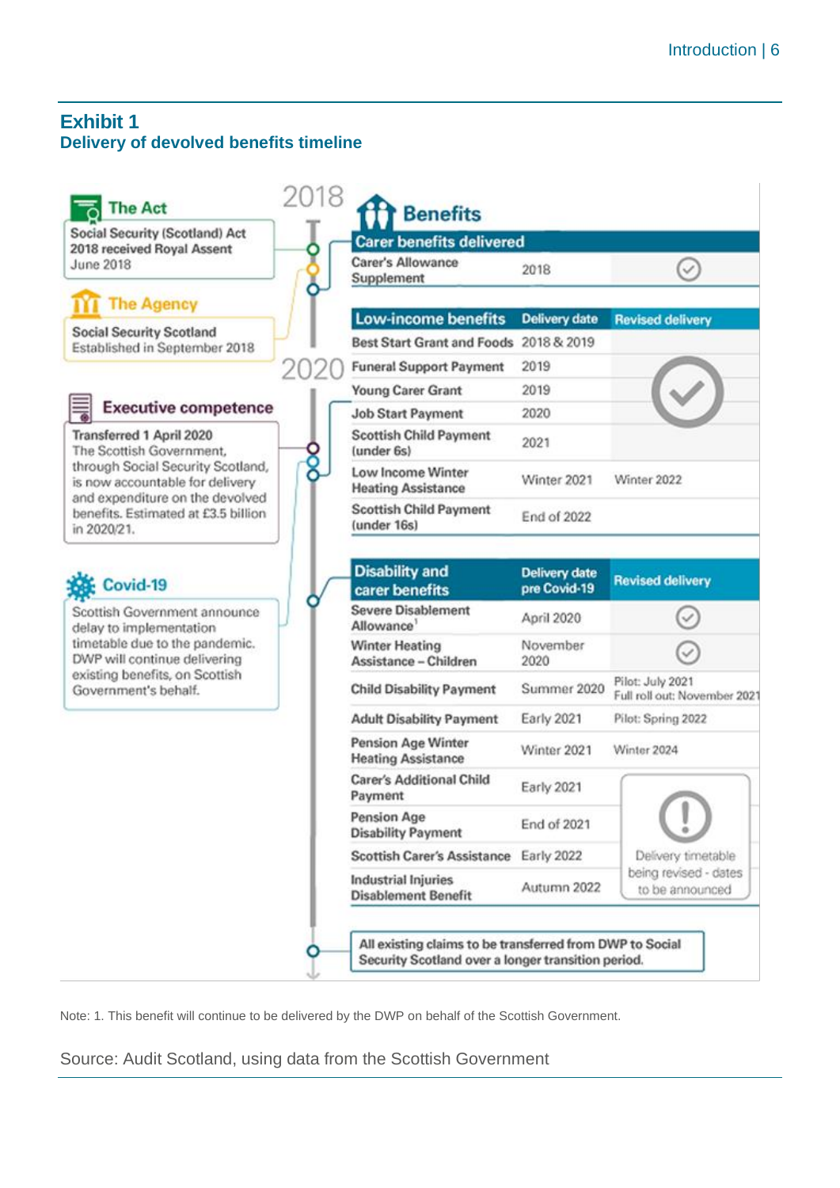## Exhibit 1
### Delivery of devolved benefits timeline

**2018**

**The Act**

Social Security (Scotland) Act 2018 received Royal Assent June 2018

**The Agency**

Social Security Scotland Established in September 2018

**2020**

**Executive competence**

Transferred 1 April 2020 The Scottish Government, through Social Security Scotland, is now accountable for delivery and expenditure on the devolved benefits. Estimated at £3.5 billion in 2020/21.

**Covid-19**

Scottish Government announce delay to implementation timetable due to the pandemic. DWP will continue delivering existing benefits, on Scottish Government's behalf.

**Benefits**

| Carer benefits delivered | | |
|---|---|---|
| Carer's Allowance Supplement | 2018 | ✓ |

| Low-income benefits | Delivery date | Revised delivery |
|---|---|---|
| Best Start Grant and Foods | 2018 & 2019 | ✓ |
| Funeral Support Payment | 2019 | ✓ |
| Young Carer Grant | 2019 | ✓ |
| Job Start Payment | 2020 | ✓ |
| Scottish Child Payment (under 6s) | 2021 | ✓ |
| Low Income Winter Heating Assistance | Winter 2021 | Winter 2022 |
| Scottish Child Payment (under 16s) | End of 2022 | |

| Disability and carer benefits | Delivery date pre Covid-19 | Revised delivery |
|---|---|---|
| Severe Disablement Allowance[1] | April 2020 | ✓ |
| Winter Heating Assistance – Children | November 2020 | ✓ |
| Child Disability Payment | Summer 2020 | Pilot: July 2021 Full roll out: November 2021 |
| Adult Disability Payment | Early 2021 | Pilot: Spring 2022 |
| Pension Age Winter Heating Assistance | Winter 2021 | Winter 2024 |
| Carer's Additional Child Payment | Early 2021 | Delivery timetable being revised - dates to be announced |
| Pension Age Disability Payment | End of 2021 | Delivery timetable being revised - dates to be announced |
| Scottish Carer's Assistance | Early 2022 | Delivery timetable being revised - dates to be announced |
| Industrial Injuries Disablement Benefit | Autumn 2022 | Delivery timetable being revised - dates to be announced |

All existing claims to be transferred from DWP to Social Security Scotland over a longer transition period.

Note: 1. This benefit will continue to be delivered by the DWP on behalf of the Scottish Government.

Source: Audit Scotland, using data from the Scottish Government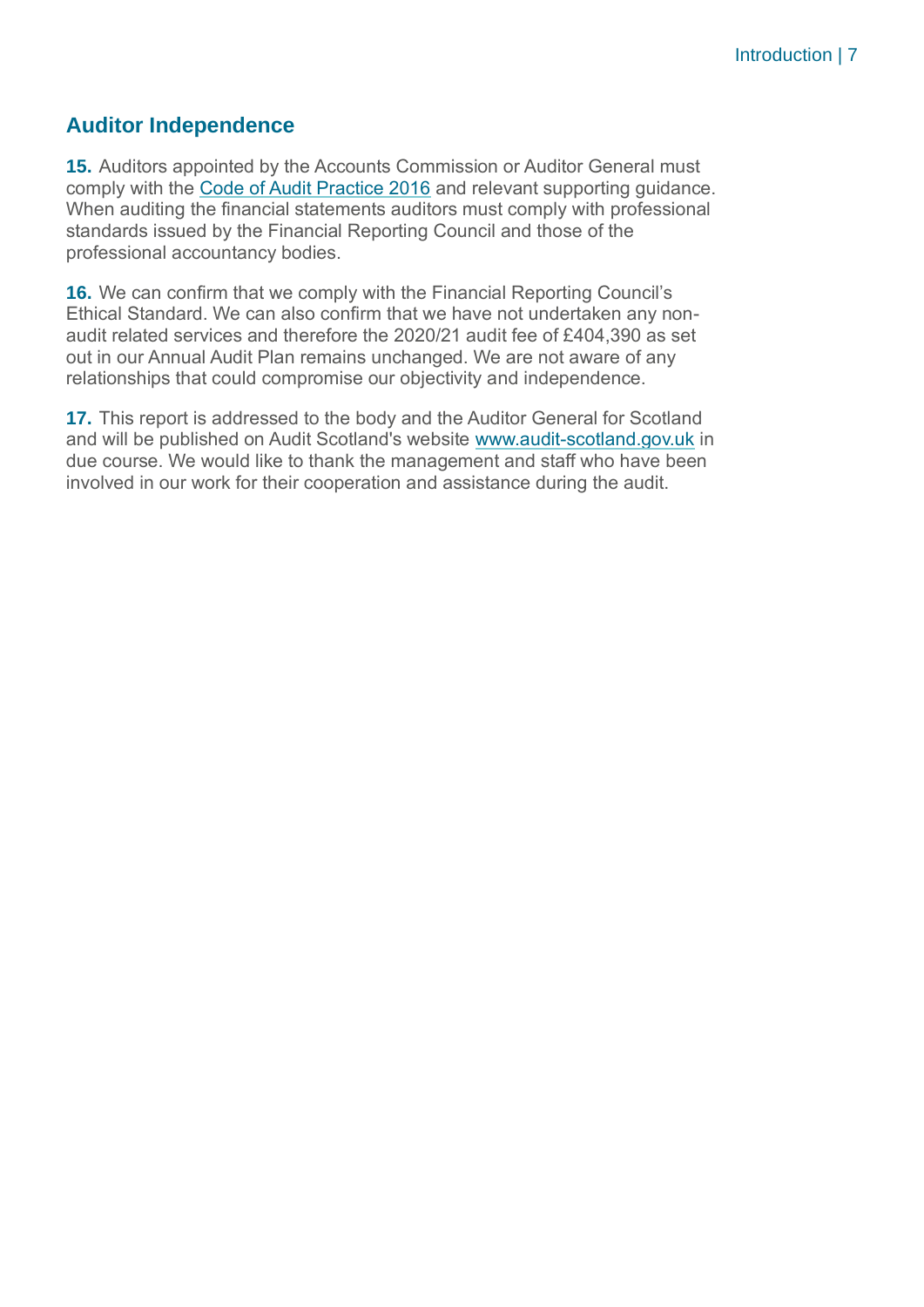## Auditor Independence

**15.** Auditors appointed by the Accounts Commission or Auditor General must comply with the Code of Audit Practice 2016 and relevant supporting guidance. When auditing the financial statements auditors must comply with professional standards issued by the Financial Reporting Council and those of the professional accountancy bodies.

**16.** We can confirm that we comply with the Financial Reporting Council's Ethical Standard. We can also confirm that we have not undertaken any non-audit related services and therefore the 2020/21 audit fee of £404,390 as set out in our Annual Audit Plan remains unchanged. We are not aware of any relationships that could compromise our objectivity and independence.

**17.** This report is addressed to the body and the Auditor General for Scotland and will be published on Audit Scotland's website www.audit-scotland.gov.uk in due course. We would like to thank the management and staff who have been involved in our work for their cooperation and assistance during the audit.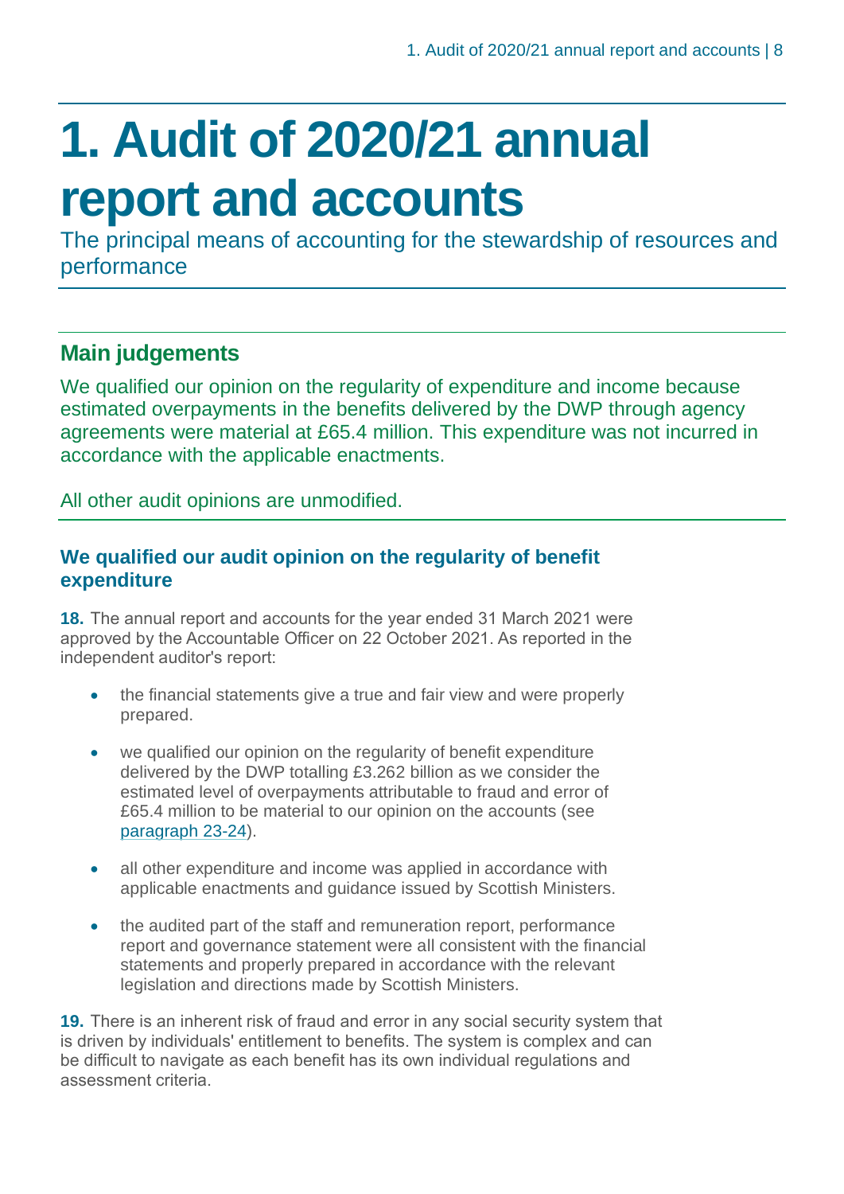# 1. Audit of 2020/21 annual report and accounts

The principal means of accounting for the stewardship of resources and performance

## Main judgements

We qualified our opinion on the regularity of expenditure and income because estimated overpayments in the benefits delivered by the DWP through agency agreements were material at £65.4 million. This expenditure was not incurred in accordance with the applicable enactments.

All other audit opinions are unmodified.

### We qualified our audit opinion on the regularity of benefit expenditure

**18.** The annual report and accounts for the year ended 31 March 2021 were approved by the Accountable Officer on 22 October 2021. As reported in the independent auditor's report:

- the financial statements give a true and fair view and were properly prepared.
- we qualified our opinion on the regularity of benefit expenditure delivered by the DWP totalling £3.262 billion as we consider the estimated level of overpayments attributable to fraud and error of £65.4 million to be material to our opinion on the accounts (see paragraph 23-24).
- all other expenditure and income was applied in accordance with applicable enactments and guidance issued by Scottish Ministers.
- the audited part of the staff and remuneration report, performance report and governance statement were all consistent with the financial statements and properly prepared in accordance with the relevant legislation and directions made by Scottish Ministers.

**19.** There is an inherent risk of fraud and error in any social security system that is driven by individuals' entitlement to benefits. The system is complex and can be difficult to navigate as each benefit has its own individual regulations and assessment criteria.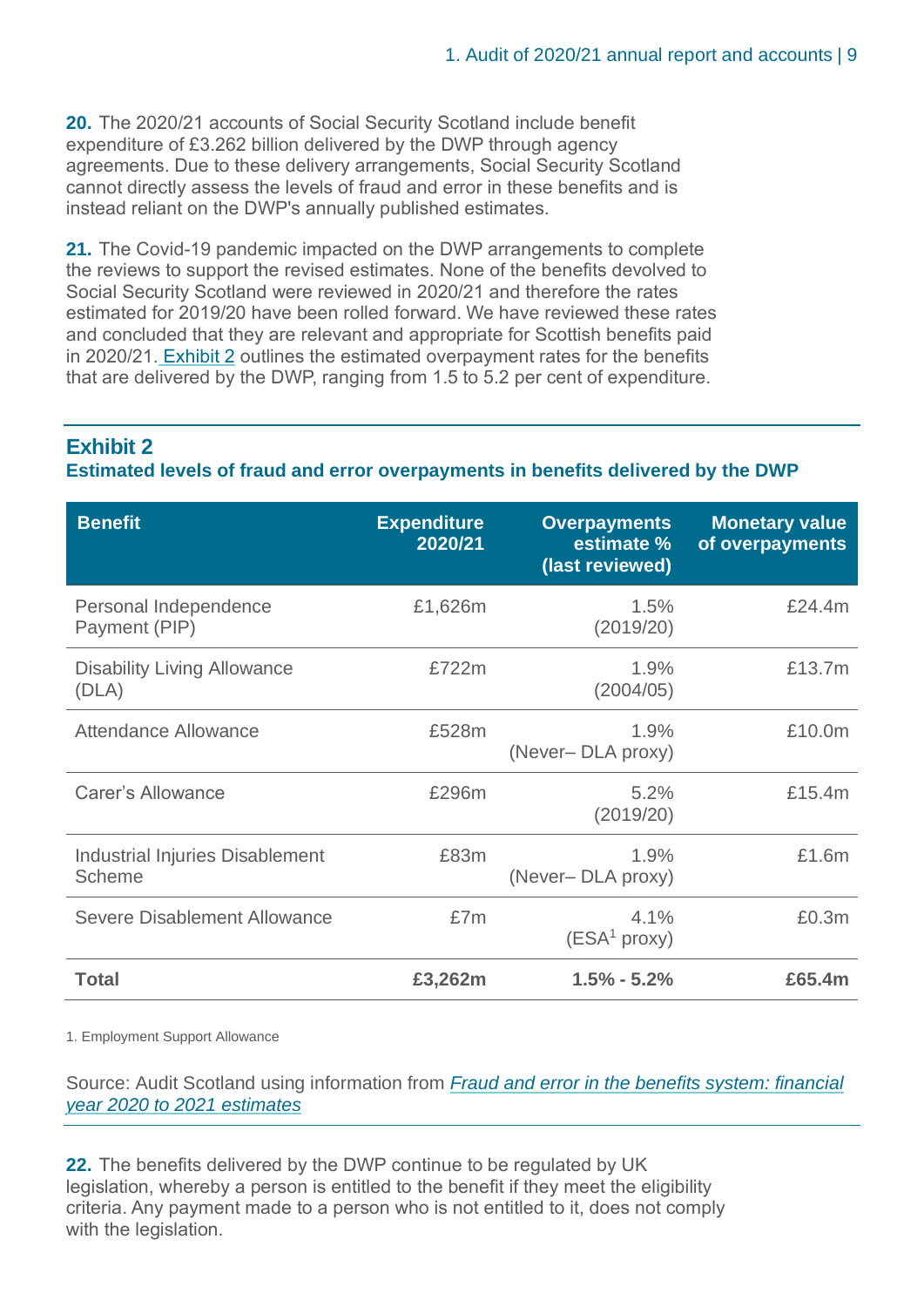**20.** The 2020/21 accounts of Social Security Scotland include benefit expenditure of £3.262 billion delivered by the DWP through agency agreements. Due to these delivery arrangements, Social Security Scotland cannot directly assess the levels of fraud and error in these benefits and is instead reliant on the DWP's annually published estimates.

**21.** The Covid-19 pandemic impacted on the DWP arrangements to complete the reviews to support the revised estimates. None of the benefits devolved to Social Security Scotland were reviewed in 2020/21 and therefore the rates estimated for 2019/20 have been rolled forward. We have reviewed these rates and concluded that they are relevant and appropriate for Scottish benefits paid in 2020/21. Exhibit 2 outlines the estimated overpayment rates for the benefits that are delivered by the DWP, ranging from 1.5 to 5.2 per cent of expenditure.

## Exhibit 2

**Estimated levels of fraud and error overpayments in benefits delivered by the DWP**

| Benefit | Expenditure 2020/21 | Overpayments estimate % (last reviewed) | Monetary value of overpayments |
|---|---|---|---|
| Personal Independence Payment (PIP) | £1,626m | 1.5% (2019/20) | £24.4m |
| Disability Living Allowance (DLA) | £722m | 1.9% (2004/05) | £13.7m |
| Attendance Allowance | £528m | 1.9% (Never– DLA proxy) | £10.0m |
| Carer's Allowance | £296m | 5.2% (2019/20) | £15.4m |
| Industrial Injuries Disablement Scheme | £83m | 1.9% (Never– DLA proxy) | £1.6m |
| Severe Disablement Allowance | £7m | 4.1% (ESA[1] proxy) | £0.3m |
| **Total** | **£3,262m** | **1.5% - 5.2%** | **£65.4m** |

1. Employment Support Allowance

Source: Audit Scotland using information from *Fraud and error in the benefits system: financial year 2020 to 2021 estimates*

**22.** The benefits delivered by the DWP continue to be regulated by UK legislation, whereby a person is entitled to the benefit if they meet the eligibility criteria. Any payment made to a person who is not entitled to it, does not comply with the legislation.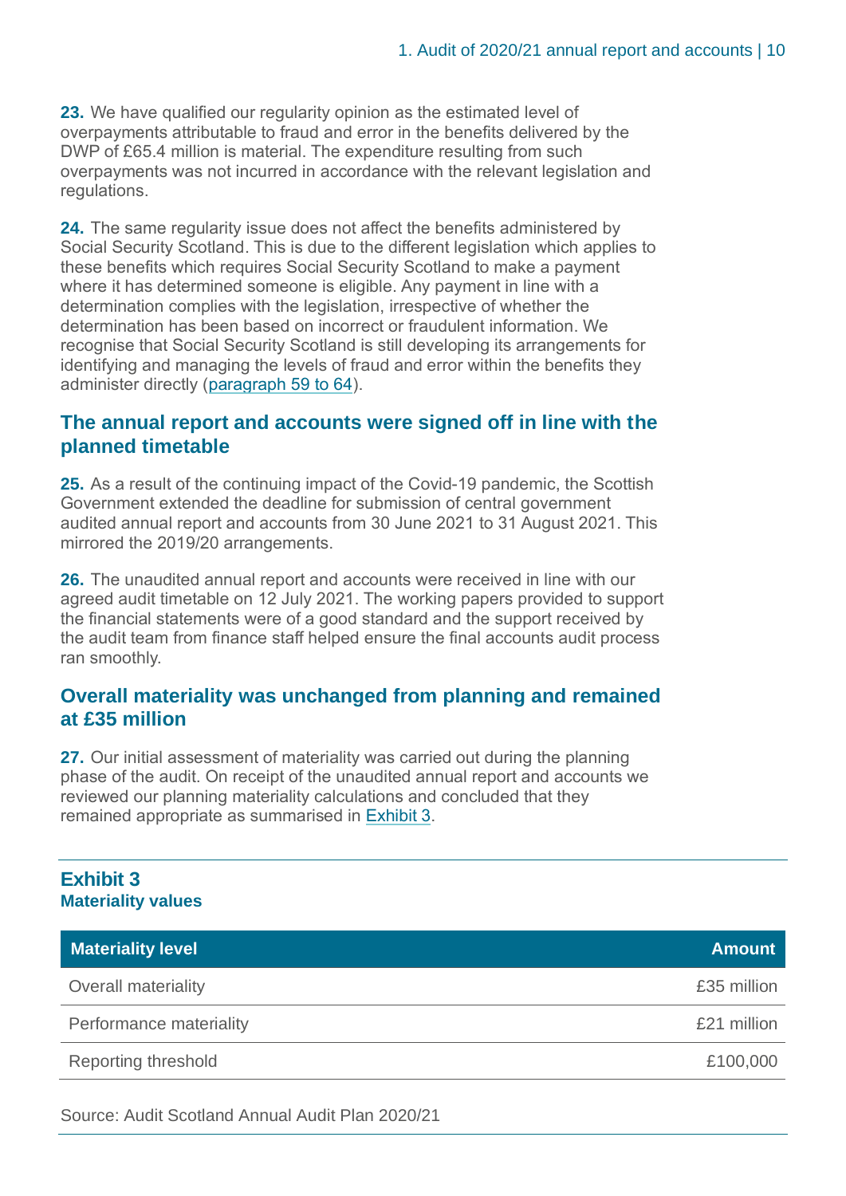**23.** We have qualified our regularity opinion as the estimated level of overpayments attributable to fraud and error in the benefits delivered by the DWP of £65.4 million is material. The expenditure resulting from such overpayments was not incurred in accordance with the relevant legislation and regulations.

**24.** The same regularity issue does not affect the benefits administered by Social Security Scotland. This is due to the different legislation which applies to these benefits which requires Social Security Scotland to make a payment where it has determined someone is eligible. Any payment in line with a determination complies with the legislation, irrespective of whether the determination has been based on incorrect or fraudulent information. We recognise that Social Security Scotland is still developing its arrangements for identifying and managing the levels of fraud and error within the benefits they administer directly (paragraph 59 to 64).

## The annual report and accounts were signed off in line with the planned timetable

**25.** As a result of the continuing impact of the Covid-19 pandemic, the Scottish Government extended the deadline for submission of central government audited annual report and accounts from 30 June 2021 to 31 August 2021. This mirrored the 2019/20 arrangements.

**26.** The unaudited annual report and accounts were received in line with our agreed audit timetable on 12 July 2021. The working papers provided to support the financial statements were of a good standard and the support received by the audit team from finance staff helped ensure the final accounts audit process ran smoothly.

## Overall materiality was unchanged from planning and remained at £35 million

**27.** Our initial assessment of materiality was carried out during the planning phase of the audit. On receipt of the unaudited annual report and accounts we reviewed our planning materiality calculations and concluded that they remained appropriate as summarised in Exhibit 3.

**Exhibit 3**
**Materiality values**

| Materiality level | Amount |
|---|---|
| Overall materiality | £35 million |
| Performance materiality | £21 million |
| Reporting threshold | £100,000 |

Source: Audit Scotland Annual Audit Plan 2020/21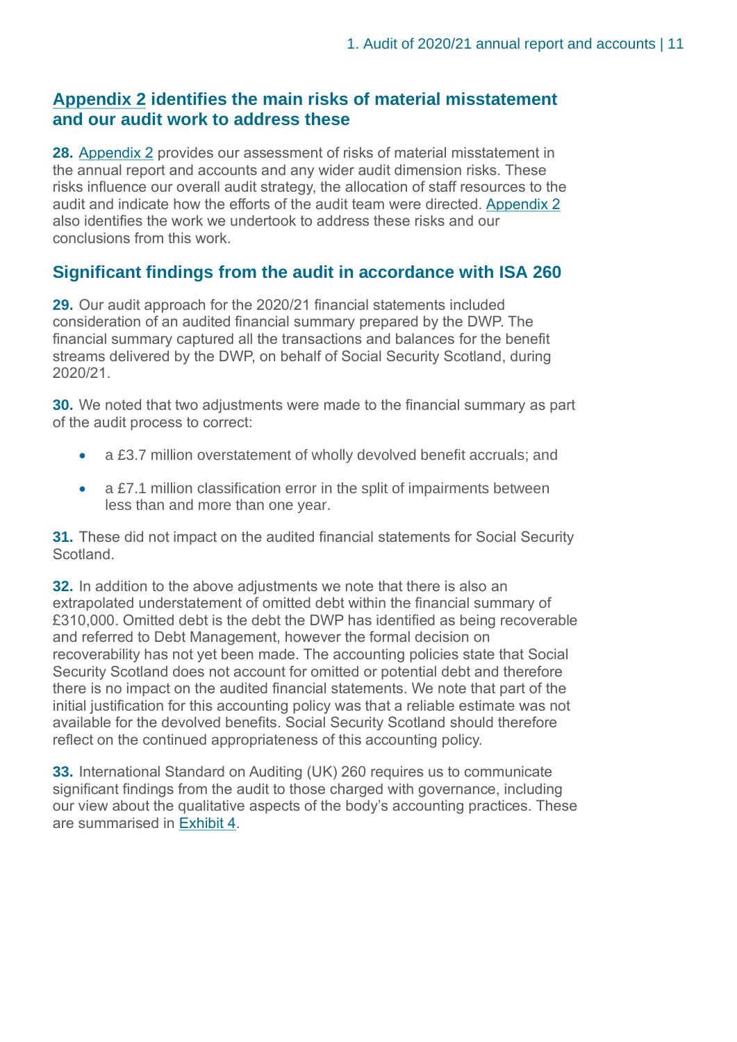## Appendix 2 identifies the main risks of material misstatement and our audit work to address these

**28.** Appendix 2 provides our assessment of risks of material misstatement in the annual report and accounts and any wider audit dimension risks. These risks influence our overall audit strategy, the allocation of staff resources to the audit and indicate how the efforts of the audit team were directed. Appendix 2 also identifies the work we undertook to address these risks and our conclusions from this work.

## Significant findings from the audit in accordance with ISA 260

**29.** Our audit approach for the 2020/21 financial statements included consideration of an audited financial summary prepared by the DWP. The financial summary captured all the transactions and balances for the benefit streams delivered by the DWP, on behalf of Social Security Scotland, during 2020/21.

**30.** We noted that two adjustments were made to the financial summary as part of the audit process to correct:

- a £3.7 million overstatement of wholly devolved benefit accruals; and
- a £7.1 million classification error in the split of impairments between less than and more than one year.

**31.** These did not impact on the audited financial statements for Social Security Scotland.

**32.** In addition to the above adjustments we note that there is also an extrapolated understatement of omitted debt within the financial summary of £310,000. Omitted debt is the debt the DWP has identified as being recoverable and referred to Debt Management, however the formal decision on recoverability has not yet been made. The accounting policies state that Social Security Scotland does not account for omitted or potential debt and therefore there is no impact on the audited financial statements. We note that part of the initial justification for this accounting policy was that a reliable estimate was not available for the devolved benefits. Social Security Scotland should therefore reflect on the continued appropriateness of this accounting policy.

**33.** International Standard on Auditing (UK) 260 requires us to communicate significant findings from the audit to those charged with governance, including our view about the qualitative aspects of the body's accounting practices. These are summarised in Exhibit 4.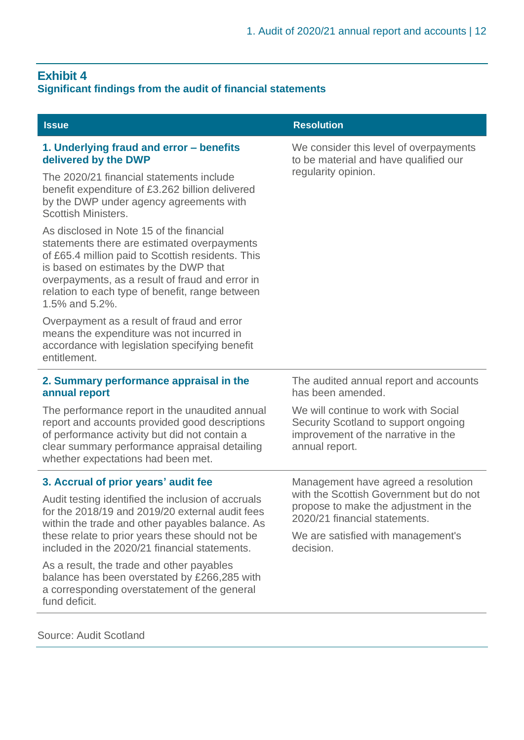## Exhibit 4

**Significant findings from the audit of financial statements**

| Issue | Resolution |
|---|---|
| **1. Underlying fraud and error – benefits delivered by the DWP**<br><br>The 2020/21 financial statements include benefit expenditure of £3.262 billion delivered by the DWP under agency agreements with Scottish Ministers.<br><br>As disclosed in Note 15 of the financial statements there are estimated overpayments of £65.4 million paid to Scottish residents. This is based on estimates by the DWP that overpayments, as a result of fraud and error in relation to each type of benefit, range between 1.5% and 5.2%.<br><br>Overpayment as a result of fraud and error means the expenditure was not incurred in accordance with legislation specifying benefit entitlement. | We consider this level of overpayments to be material and have qualified our regularity opinion. |
| **2. Summary performance appraisal in the annual report**<br><br>The performance report in the unaudited annual report and accounts provided good descriptions of performance activity but did not contain a clear summary performance appraisal detailing whether expectations had been met. | The audited annual report and accounts has been amended.<br><br>We will continue to work with Social Security Scotland to support ongoing improvement of the narrative in the annual report. |
| **3. Accrual of prior years' audit fee**<br><br>Audit testing identified the inclusion of accruals for the 2018/19 and 2019/20 external audit fees within the trade and other payables balance. As these relate to prior years these should not be included in the 2020/21 financial statements.<br><br>As a result, the trade and other payables balance has been overstated by £266,285 with a corresponding overstatement of the general fund deficit. | Management have agreed a resolution with the Scottish Government but do not propose to make the adjustment in the 2020/21 financial statements.<br><br>We are satisfied with management's decision. |

Source: Audit Scotland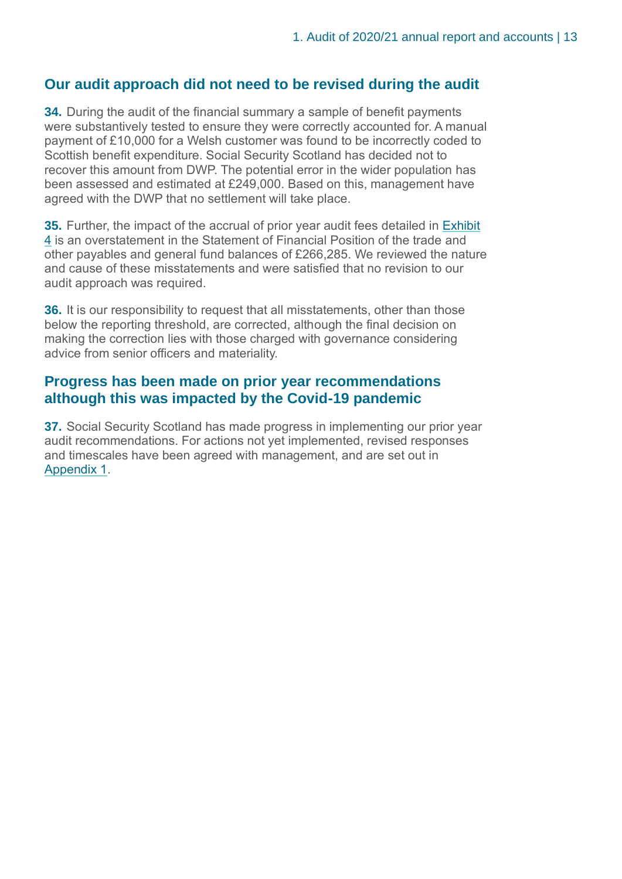## Our audit approach did not need to be revised during the audit

**34.** During the audit of the financial summary a sample of benefit payments were substantively tested to ensure they were correctly accounted for. A manual payment of £10,000 for a Welsh customer was found to be incorrectly coded to Scottish benefit expenditure. Social Security Scotland has decided not to recover this amount from DWP. The potential error in the wider population has been assessed and estimated at £249,000. Based on this, management have agreed with the DWP that no settlement will take place.

**35.** Further, the impact of the accrual of prior year audit fees detailed in Exhibit 4 is an overstatement in the Statement of Financial Position of the trade and other payables and general fund balances of £266,285. We reviewed the nature and cause of these misstatements and were satisfied that no revision to our audit approach was required.

**36.** It is our responsibility to request that all misstatements, other than those below the reporting threshold, are corrected, although the final decision on making the correction lies with those charged with governance considering advice from senior officers and materiality.

## Progress has been made on prior year recommendations although this was impacted by the Covid-19 pandemic

**37.** Social Security Scotland has made progress in implementing our prior year audit recommendations. For actions not yet implemented, revised responses and timescales have been agreed with management, and are set out in Appendix 1.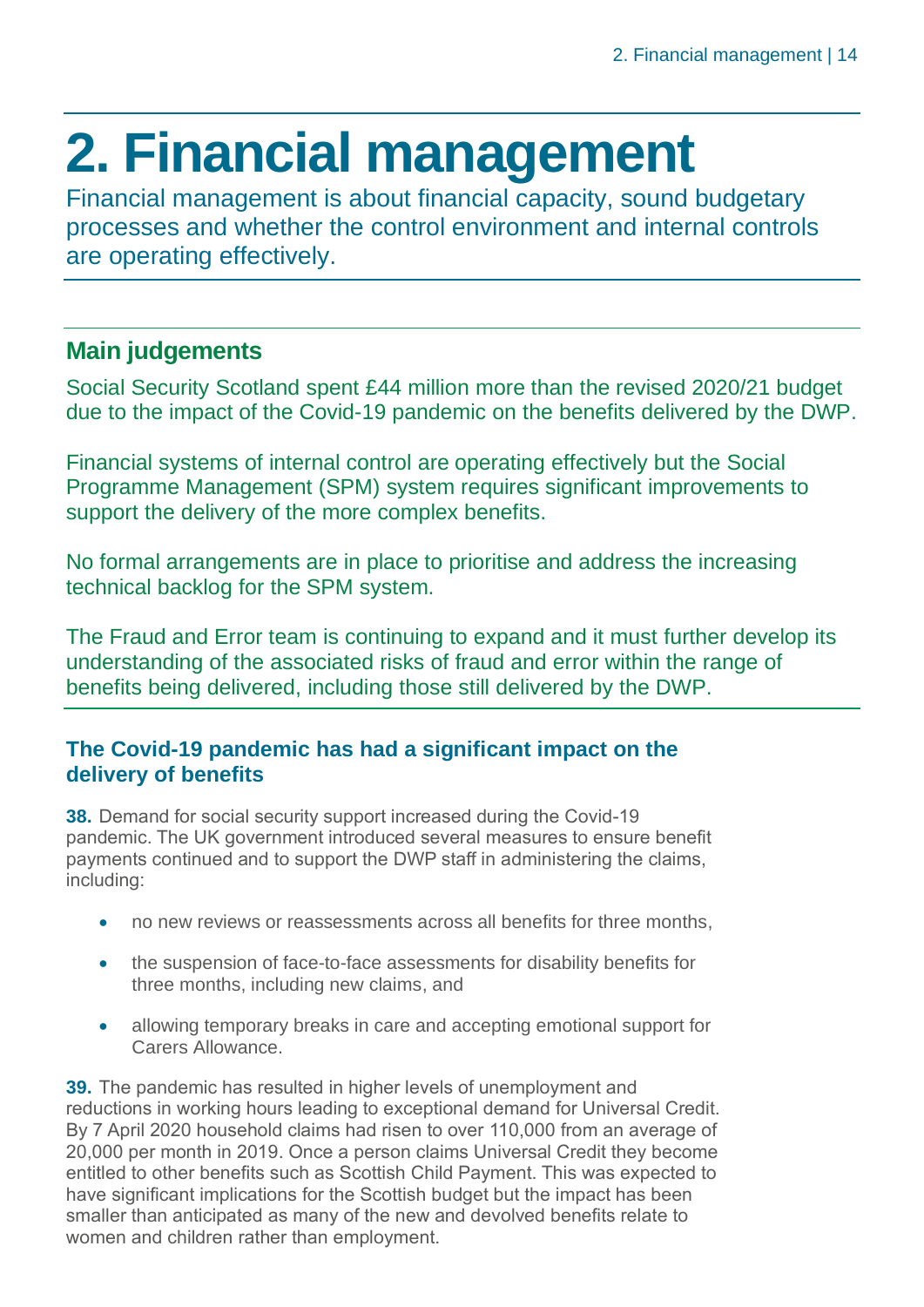# 2. Financial management

Financial management is about financial capacity, sound budgetary processes and whether the control environment and internal controls are operating effectively.

## Main judgements

Social Security Scotland spent £44 million more than the revised 2020/21 budget due to the impact of the Covid-19 pandemic on the benefits delivered by the DWP.

Financial systems of internal control are operating effectively but the Social Programme Management (SPM) system requires significant improvements to support the delivery of the more complex benefits.

No formal arrangements are in place to prioritise and address the increasing technical backlog for the SPM system.

The Fraud and Error team is continuing to expand and it must further develop its understanding of the associated risks of fraud and error within the range of benefits being delivered, including those still delivered by the DWP.

### The Covid-19 pandemic has had a significant impact on the delivery of benefits

**38.** Demand for social security support increased during the Covid-19 pandemic. The UK government introduced several measures to ensure benefit payments continued and to support the DWP staff in administering the claims, including:

- no new reviews or reassessments across all benefits for three months,
- the suspension of face-to-face assessments for disability benefits for three months, including new claims, and
- allowing temporary breaks in care and accepting emotional support for Carers Allowance.

**39.** The pandemic has resulted in higher levels of unemployment and reductions in working hours leading to exceptional demand for Universal Credit. By 7 April 2020 household claims had risen to over 110,000 from an average of 20,000 per month in 2019. Once a person claims Universal Credit they become entitled to other benefits such as Scottish Child Payment. This was expected to have significant implications for the Scottish budget but the impact has been smaller than anticipated as many of the new and devolved benefits relate to women and children rather than employment.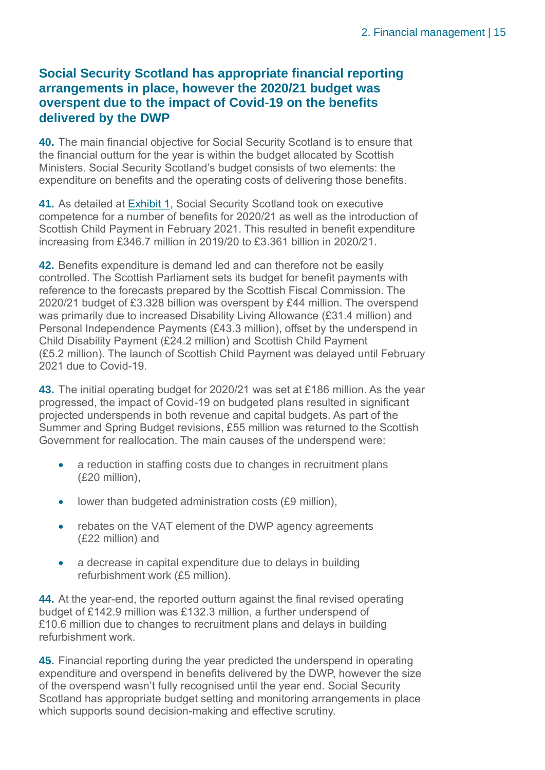### Social Security Scotland has appropriate financial reporting arrangements in place, however the 2020/21 budget was overspent due to the impact of Covid-19 on the benefits delivered by the DWP

**40.** The main financial objective for Social Security Scotland is to ensure that the financial outturn for the year is within the budget allocated by Scottish Ministers. Social Security Scotland's budget consists of two elements: the expenditure on benefits and the operating costs of delivering those benefits.

**41.** As detailed at Exhibit 1, Social Security Scotland took on executive competence for a number of benefits for 2020/21 as well as the introduction of Scottish Child Payment in February 2021. This resulted in benefit expenditure increasing from £346.7 million in 2019/20 to £3.361 billion in 2020/21.

**42.** Benefits expenditure is demand led and can therefore not be easily controlled. The Scottish Parliament sets its budget for benefit payments with reference to the forecasts prepared by the Scottish Fiscal Commission. The 2020/21 budget of £3.328 billion was overspent by £44 million. The overspend was primarily due to increased Disability Living Allowance (£31.4 million) and Personal Independence Payments (£43.3 million), offset by the underspend in Child Disability Payment (£24.2 million) and Scottish Child Payment (£5.2 million). The launch of Scottish Child Payment was delayed until February 2021 due to Covid-19.

**43.** The initial operating budget for 2020/21 was set at £186 million. As the year progressed, the impact of Covid-19 on budgeted plans resulted in significant projected underspends in both revenue and capital budgets. As part of the Summer and Spring Budget revisions, £55 million was returned to the Scottish Government for reallocation. The main causes of the underspend were:

- a reduction in staffing costs due to changes in recruitment plans (£20 million),
- lower than budgeted administration costs (£9 million),
- rebates on the VAT element of the DWP agency agreements (£22 million) and
- a decrease in capital expenditure due to delays in building refurbishment work (£5 million).

**44.** At the year-end, the reported outturn against the final revised operating budget of £142.9 million was £132.3 million, a further underspend of £10.6 million due to changes to recruitment plans and delays in building refurbishment work.

**45.** Financial reporting during the year predicted the underspend in operating expenditure and overspend in benefits delivered by the DWP, however the size of the overspend wasn't fully recognised until the year end. Social Security Scotland has appropriate budget setting and monitoring arrangements in place which supports sound decision-making and effective scrutiny.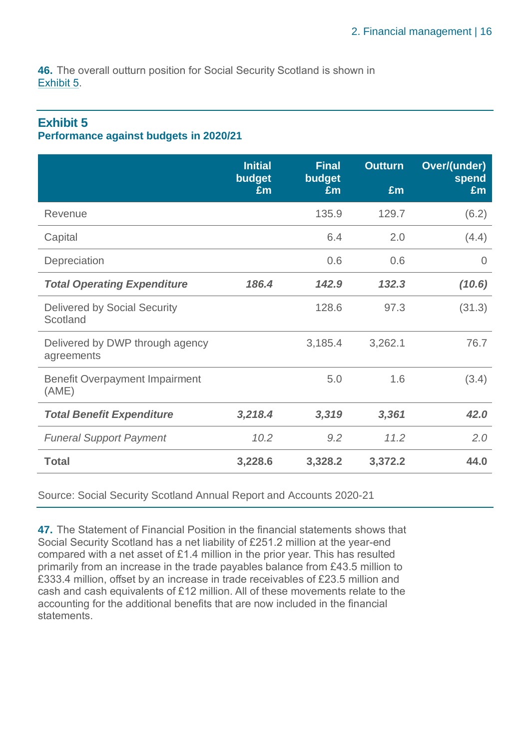**46.** The overall outturn position for Social Security Scotland is shown in Exhibit 5.

## Exhibit 5

**Performance against budgets in 2020/21**

| | Initial budget £m | Final budget £m | Outturn £m | Over/(under) spend £m |
|---|---|---|---|---|
| Revenue | | 135.9 | 129.7 | (6.2) |
| Capital | | 6.4 | 2.0 | (4.4) |
| Depreciation | | 0.6 | 0.6 | 0 |
| ***Total Operating Expenditure*** | ***186.4*** | ***142.9*** | ***132.3*** | ***(10.6)*** |
| Delivered by Social Security Scotland | | 128.6 | 97.3 | (31.3) |
| Delivered by DWP through agency agreements | | 3,185.4 | 3,262.1 | 76.7 |
| Benefit Overpayment Impairment (AME) | | 5.0 | 1.6 | (3.4) |
| ***Total Benefit Expenditure*** | ***3,218.4*** | ***3,319*** | ***3,361*** | ***42.0*** |
| *Funeral Support Payment* | *10.2* | *9.2* | *11.2* | *2.0* |
| **Total** | **3,228.6** | **3,328.2** | **3,372.2** | **44.0** |

Source: Social Security Scotland Annual Report and Accounts 2020-21

**47.** The Statement of Financial Position in the financial statements shows that Social Security Scotland has a net liability of £251.2 million at the year-end compared with a net asset of £1.4 million in the prior year. This has resulted primarily from an increase in the trade payables balance from £43.5 million to £333.4 million, offset by an increase in trade receivables of £23.5 million and cash and cash equivalents of £12 million. All of these movements relate to the accounting for the additional benefits that are now included in the financial statements.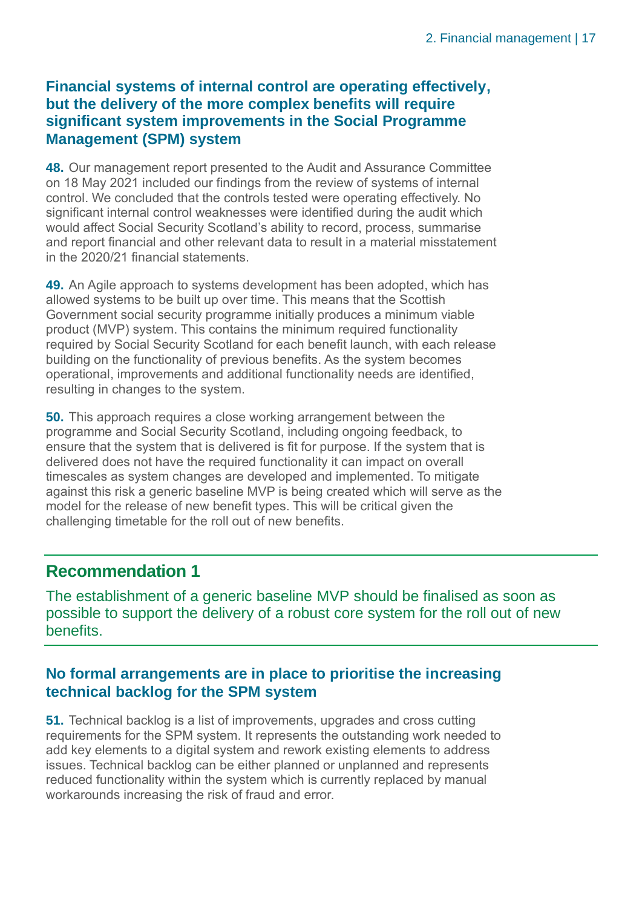### Financial systems of internal control are operating effectively, but the delivery of the more complex benefits will require significant system improvements in the Social Programme Management (SPM) system

**48.** Our management report presented to the Audit and Assurance Committee on 18 May 2021 included our findings from the review of systems of internal control. We concluded that the controls tested were operating effectively. No significant internal control weaknesses were identified during the audit which would affect Social Security Scotland's ability to record, process, summarise and report financial and other relevant data to result in a material misstatement in the 2020/21 financial statements.

**49.** An Agile approach to systems development has been adopted, which has allowed systems to be built up over time. This means that the Scottish Government social security programme initially produces a minimum viable product (MVP) system. This contains the minimum required functionality required by Social Security Scotland for each benefit launch, with each release building on the functionality of previous benefits. As the system becomes operational, improvements and additional functionality needs are identified, resulting in changes to the system.

**50.** This approach requires a close working arrangement between the programme and Social Security Scotland, including ongoing feedback, to ensure that the system that is delivered is fit for purpose. If the system that is delivered does not have the required functionality it can impact on overall timescales as system changes are developed and implemented. To mitigate against this risk a generic baseline MVP is being created which will serve as the model for the release of new benefit types. This will be critical given the challenging timetable for the roll out of new benefits.

---

## Recommendation 1

The establishment of a generic baseline MVP should be finalised as soon as possible to support the delivery of a robust core system for the roll out of new benefits.

---

### No formal arrangements are in place to prioritise the increasing technical backlog for the SPM system

**51.** Technical backlog is a list of improvements, upgrades and cross cutting requirements for the SPM system. It represents the outstanding work needed to add key elements to a digital system and rework existing elements to address issues. Technical backlog can be either planned or unplanned and represents reduced functionality within the system which is currently replaced by manual workarounds increasing the risk of fraud and error.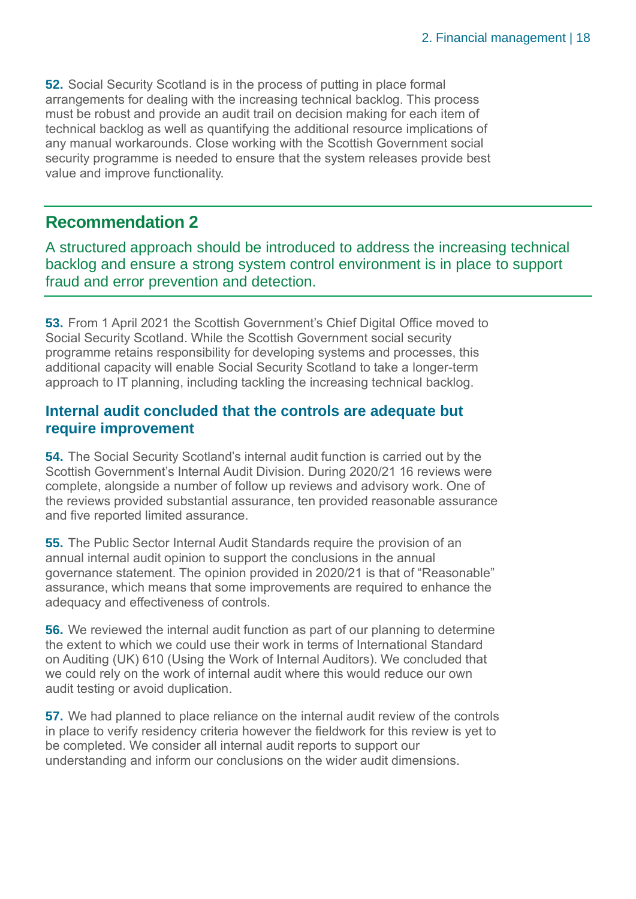**52.** Social Security Scotland is in the process of putting in place formal arrangements for dealing with the increasing technical backlog. This process must be robust and provide an audit trail on decision making for each item of technical backlog as well as quantifying the additional resource implications of any manual workarounds. Close working with the Scottish Government social security programme is needed to ensure that the system releases provide best value and improve functionality.

## Recommendation 2

A structured approach should be introduced to address the increasing technical backlog and ensure a strong system control environment is in place to support fraud and error prevention and detection.

**53.** From 1 April 2021 the Scottish Government's Chief Digital Office moved to Social Security Scotland. While the Scottish Government social security programme retains responsibility for developing systems and processes, this additional capacity will enable Social Security Scotland to take a longer-term approach to IT planning, including tackling the increasing technical backlog.

### Internal audit concluded that the controls are adequate but require improvement

**54.** The Social Security Scotland's internal audit function is carried out by the Scottish Government's Internal Audit Division. During 2020/21 16 reviews were complete, alongside a number of follow up reviews and advisory work. One of the reviews provided substantial assurance, ten provided reasonable assurance and five reported limited assurance.

**55.** The Public Sector Internal Audit Standards require the provision of an annual internal audit opinion to support the conclusions in the annual governance statement. The opinion provided in 2020/21 is that of "Reasonable" assurance, which means that some improvements are required to enhance the adequacy and effectiveness of controls.

**56.** We reviewed the internal audit function as part of our planning to determine the extent to which we could use their work in terms of International Standard on Auditing (UK) 610 (Using the Work of Internal Auditors). We concluded that we could rely on the work of internal audit where this would reduce our own audit testing or avoid duplication.

**57.** We had planned to place reliance on the internal audit review of the controls in place to verify residency criteria however the fieldwork for this review is yet to be completed. We consider all internal audit reports to support our understanding and inform our conclusions on the wider audit dimensions.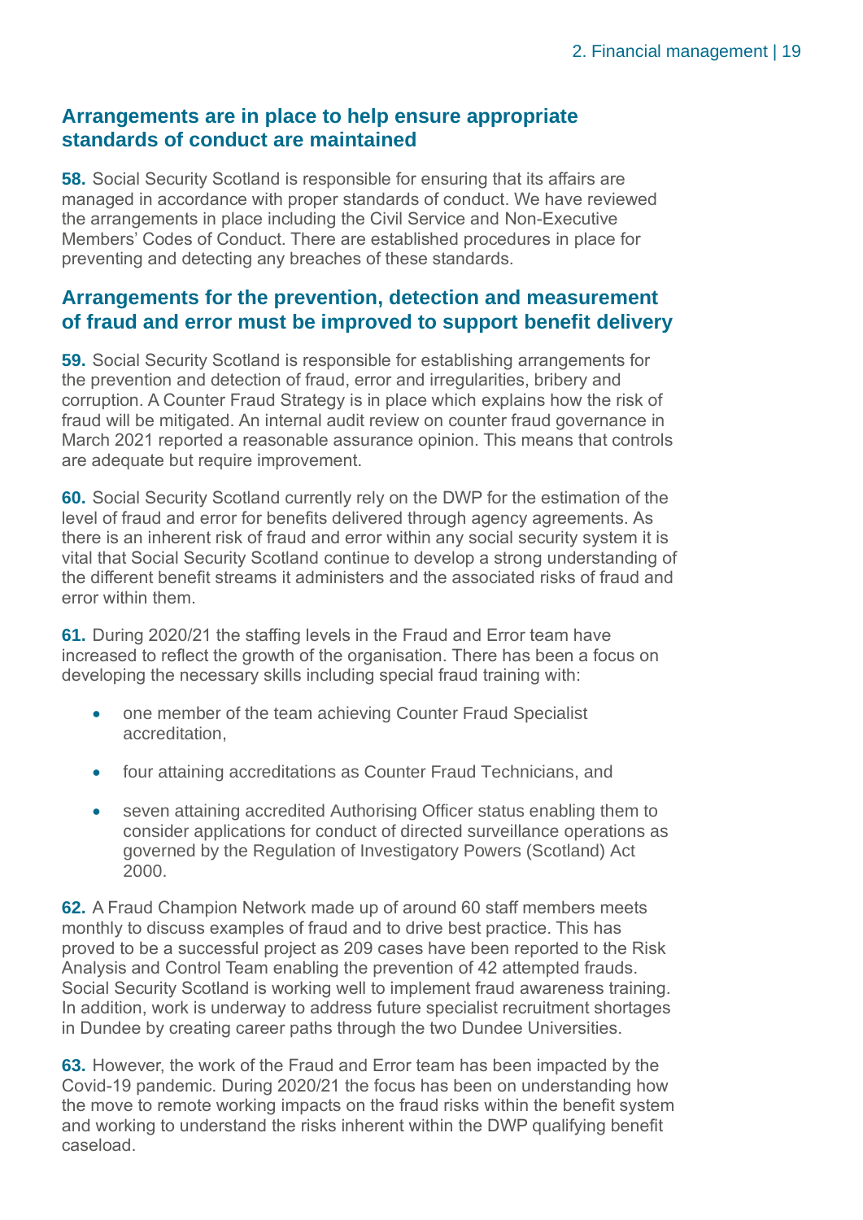## Arrangements are in place to help ensure appropriate standards of conduct are maintained

**58.** Social Security Scotland is responsible for ensuring that its affairs are managed in accordance with proper standards of conduct. We have reviewed the arrangements in place including the Civil Service and Non-Executive Members' Codes of Conduct. There are established procedures in place for preventing and detecting any breaches of these standards.

## Arrangements for the prevention, detection and measurement of fraud and error must be improved to support benefit delivery

**59.** Social Security Scotland is responsible for establishing arrangements for the prevention and detection of fraud, error and irregularities, bribery and corruption. A Counter Fraud Strategy is in place which explains how the risk of fraud will be mitigated. An internal audit review on counter fraud governance in March 2021 reported a reasonable assurance opinion. This means that controls are adequate but require improvement.

**60.** Social Security Scotland currently rely on the DWP for the estimation of the level of fraud and error for benefits delivered through agency agreements. As there is an inherent risk of fraud and error within any social security system it is vital that Social Security Scotland continue to develop a strong understanding of the different benefit streams it administers and the associated risks of fraud and error within them.

**61.** During 2020/21 the staffing levels in the Fraud and Error team have increased to reflect the growth of the organisation. There has been a focus on developing the necessary skills including special fraud training with:

- one member of the team achieving Counter Fraud Specialist accreditation,
- four attaining accreditations as Counter Fraud Technicians, and
- seven attaining accredited Authorising Officer status enabling them to consider applications for conduct of directed surveillance operations as governed by the Regulation of Investigatory Powers (Scotland) Act 2000.

**62.** A Fraud Champion Network made up of around 60 staff members meets monthly to discuss examples of fraud and to drive best practice. This has proved to be a successful project as 209 cases have been reported to the Risk Analysis and Control Team enabling the prevention of 42 attempted frauds. Social Security Scotland is working well to implement fraud awareness training. In addition, work is underway to address future specialist recruitment shortages in Dundee by creating career paths through the two Dundee Universities.

**63.** However, the work of the Fraud and Error team has been impacted by the Covid-19 pandemic. During 2020/21 the focus has been on understanding how the move to remote working impacts on the fraud risks within the benefit system and working to understand the risks inherent within the DWP qualifying benefit caseload.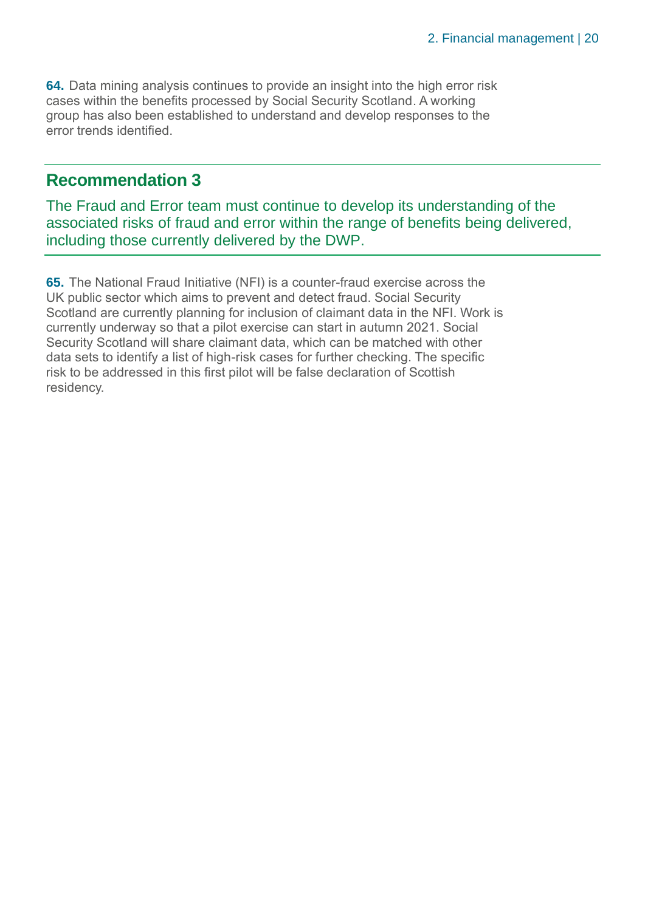**64.** Data mining analysis continues to provide an insight into the high error risk cases within the benefits processed by Social Security Scotland. A working group has also been established to understand and develop responses to the error trends identified.

## Recommendation 3

The Fraud and Error team must continue to develop its understanding of the associated risks of fraud and error within the range of benefits being delivered, including those currently delivered by the DWP.

**65.** The National Fraud Initiative (NFI) is a counter-fraud exercise across the UK public sector which aims to prevent and detect fraud. Social Security Scotland are currently planning for inclusion of claimant data in the NFI. Work is currently underway so that a pilot exercise can start in autumn 2021. Social Security Scotland will share claimant data, which can be matched with other data sets to identify a list of high-risk cases for further checking. The specific risk to be addressed in this first pilot will be false declaration of Scottish residency.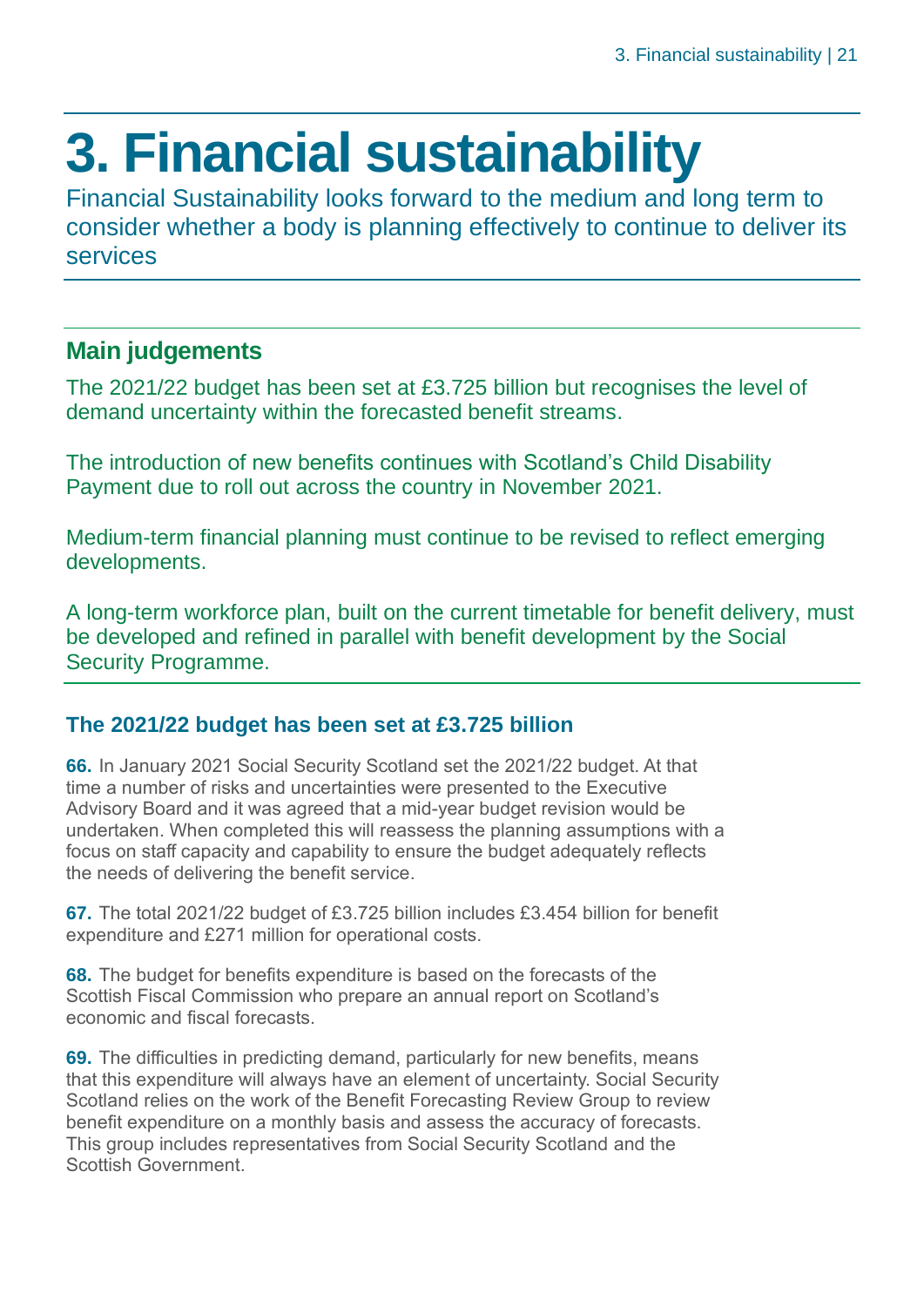# 3. Financial sustainability

Financial Sustainability looks forward to the medium and long term to consider whether a body is planning effectively to continue to deliver its services

## Main judgements

The 2021/22 budget has been set at £3.725 billion but recognises the level of demand uncertainty within the forecasted benefit streams.

The introduction of new benefits continues with Scotland's Child Disability Payment due to roll out across the country in November 2021.

Medium-term financial planning must continue to be revised to reflect emerging developments.

A long-term workforce plan, built on the current timetable for benefit delivery, must be developed and refined in parallel with benefit development by the Social Security Programme.

### The 2021/22 budget has been set at £3.725 billion

**66.** In January 2021 Social Security Scotland set the 2021/22 budget. At that time a number of risks and uncertainties were presented to the Executive Advisory Board and it was agreed that a mid-year budget revision would be undertaken. When completed this will reassess the planning assumptions with a focus on staff capacity and capability to ensure the budget adequately reflects the needs of delivering the benefit service.

**67.** The total 2021/22 budget of £3.725 billion includes £3.454 billion for benefit expenditure and £271 million for operational costs.

**68.** The budget for benefits expenditure is based on the forecasts of the Scottish Fiscal Commission who prepare an annual report on Scotland's economic and fiscal forecasts.

**69.** The difficulties in predicting demand, particularly for new benefits, means that this expenditure will always have an element of uncertainty. Social Security Scotland relies on the work of the Benefit Forecasting Review Group to review benefit expenditure on a monthly basis and assess the accuracy of forecasts. This group includes representatives from Social Security Scotland and the Scottish Government.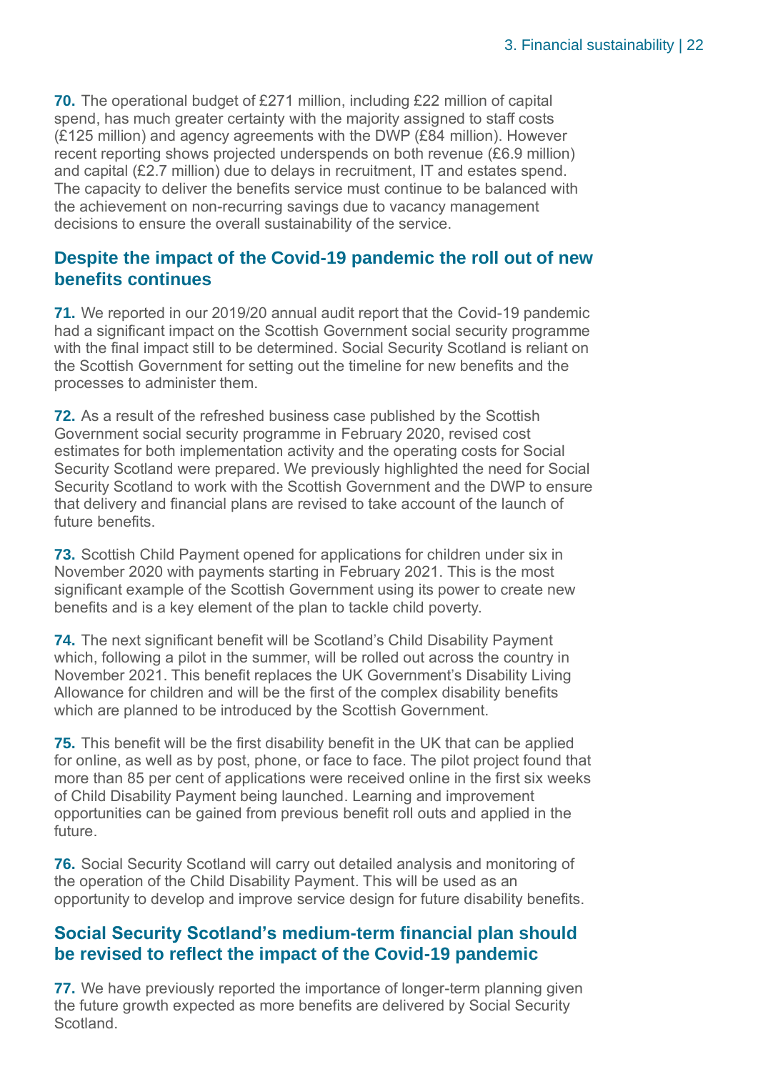**70.** The operational budget of £271 million, including £22 million of capital spend, has much greater certainty with the majority assigned to staff costs (£125 million) and agency agreements with the DWP (£84 million). However recent reporting shows projected underspends on both revenue (£6.9 million) and capital (£2.7 million) due to delays in recruitment, IT and estates spend. The capacity to deliver the benefits service must continue to be balanced with the achievement on non-recurring savings due to vacancy management decisions to ensure the overall sustainability of the service.

## Despite the impact of the Covid-19 pandemic the roll out of new benefits continues

**71.** We reported in our 2019/20 annual audit report that the Covid-19 pandemic had a significant impact on the Scottish Government social security programme with the final impact still to be determined. Social Security Scotland is reliant on the Scottish Government for setting out the timeline for new benefits and the processes to administer them.

**72.** As a result of the refreshed business case published by the Scottish Government social security programme in February 2020, revised cost estimates for both implementation activity and the operating costs for Social Security Scotland were prepared. We previously highlighted the need for Social Security Scotland to work with the Scottish Government and the DWP to ensure that delivery and financial plans are revised to take account of the launch of future benefits.

**73.** Scottish Child Payment opened for applications for children under six in November 2020 with payments starting in February 2021. This is the most significant example of the Scottish Government using its power to create new benefits and is a key element of the plan to tackle child poverty.

**74.** The next significant benefit will be Scotland's Child Disability Payment which, following a pilot in the summer, will be rolled out across the country in November 2021. This benefit replaces the UK Government's Disability Living Allowance for children and will be the first of the complex disability benefits which are planned to be introduced by the Scottish Government.

**75.** This benefit will be the first disability benefit in the UK that can be applied for online, as well as by post, phone, or face to face. The pilot project found that more than 85 per cent of applications were received online in the first six weeks of Child Disability Payment being launched. Learning and improvement opportunities can be gained from previous benefit roll outs and applied in the future.

**76.** Social Security Scotland will carry out detailed analysis and monitoring of the operation of the Child Disability Payment. This will be used as an opportunity to develop and improve service design for future disability benefits.

## Social Security Scotland's medium-term financial plan should be revised to reflect the impact of the Covid-19 pandemic

**77.** We have previously reported the importance of longer-term planning given the future growth expected as more benefits are delivered by Social Security Scotland.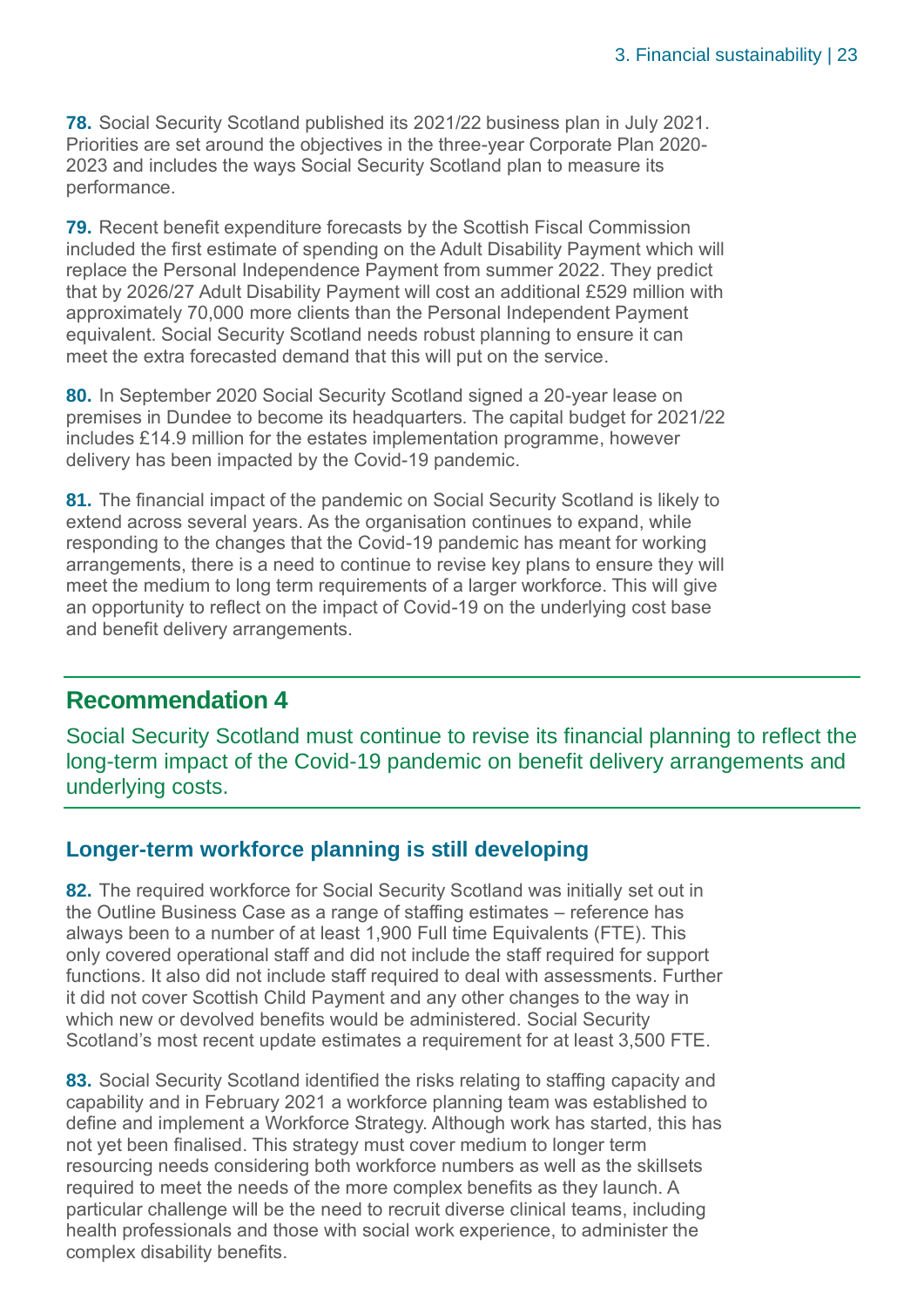**78.** Social Security Scotland published its 2021/22 business plan in July 2021. Priorities are set around the objectives in the three-year Corporate Plan 2020-2023 and includes the ways Social Security Scotland plan to measure its performance.

**79.** Recent benefit expenditure forecasts by the Scottish Fiscal Commission included the first estimate of spending on the Adult Disability Payment which will replace the Personal Independence Payment from summer 2022. They predict that by 2026/27 Adult Disability Payment will cost an additional £529 million with approximately 70,000 more clients than the Personal Independent Payment equivalent. Social Security Scotland needs robust planning to ensure it can meet the extra forecasted demand that this will put on the service.

**80.** In September 2020 Social Security Scotland signed a 20-year lease on premises in Dundee to become its headquarters. The capital budget for 2021/22 includes £14.9 million for the estates implementation programme, however delivery has been impacted by the Covid-19 pandemic.

**81.** The financial impact of the pandemic on Social Security Scotland is likely to extend across several years. As the organisation continues to expand, while responding to the changes that the Covid-19 pandemic has meant for working arrangements, there is a need to continue to revise key plans to ensure they will meet the medium to long term requirements of a larger workforce. This will give an opportunity to reflect on the impact of Covid-19 on the underlying cost base and benefit delivery arrangements.

## Recommendation 4

Social Security Scotland must continue to revise its financial planning to reflect the long-term impact of the Covid-19 pandemic on benefit delivery arrangements and underlying costs.

### Longer-term workforce planning is still developing

**82.** The required workforce for Social Security Scotland was initially set out in the Outline Business Case as a range of staffing estimates – reference has always been to a number of at least 1,900 Full time Equivalents (FTE). This only covered operational staff and did not include the staff required for support functions. It also did not include staff required to deal with assessments. Further it did not cover Scottish Child Payment and any other changes to the way in which new or devolved benefits would be administered. Social Security Scotland's most recent update estimates a requirement for at least 3,500 FTE.

**83.** Social Security Scotland identified the risks relating to staffing capacity and capability and in February 2021 a workforce planning team was established to define and implement a Workforce Strategy. Although work has started, this has not yet been finalised. This strategy must cover medium to longer term resourcing needs considering both workforce numbers as well as the skillsets required to meet the needs of the more complex benefits as they launch. A particular challenge will be the need to recruit diverse clinical teams, including health professionals and those with social work experience, to administer the complex disability benefits.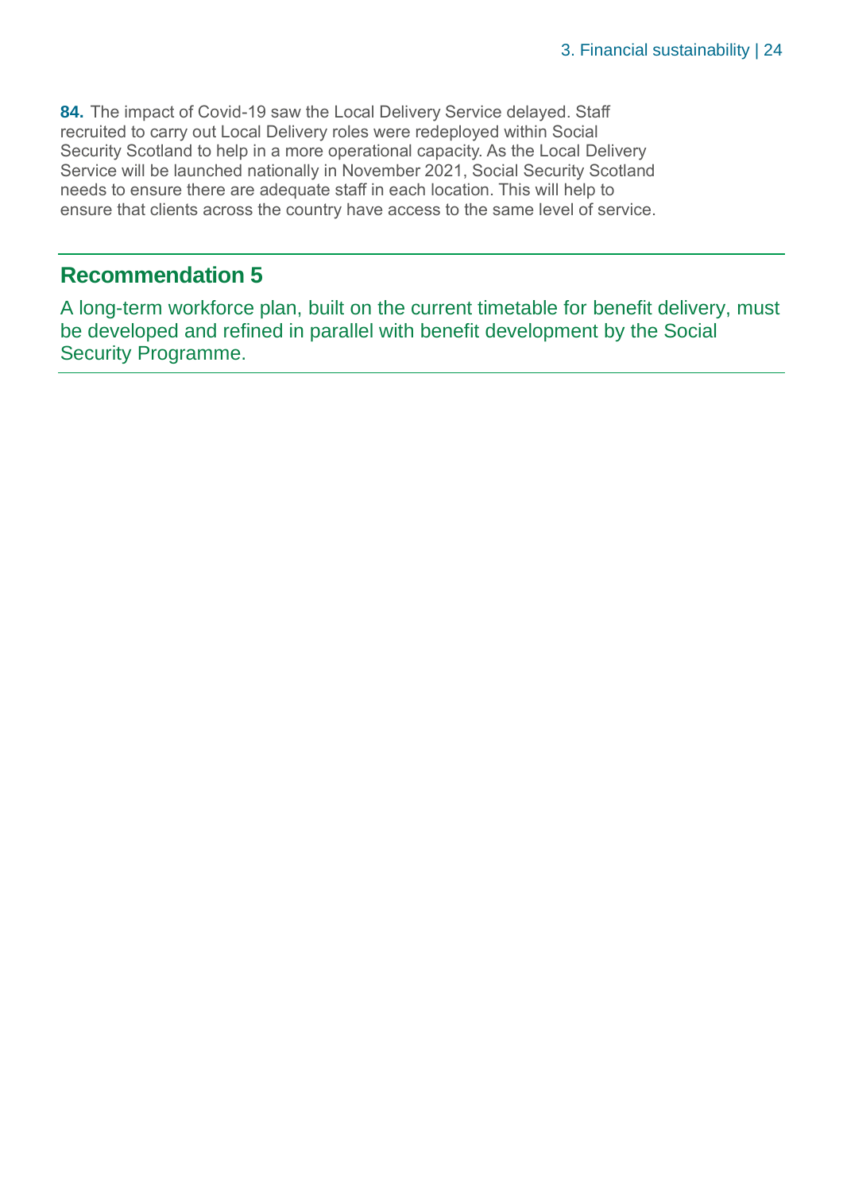**84.** The impact of Covid-19 saw the Local Delivery Service delayed. Staff recruited to carry out Local Delivery roles were redeployed within Social Security Scotland to help in a more operational capacity. As the Local Delivery Service will be launched nationally in November 2021, Social Security Scotland needs to ensure there are adequate staff in each location. This will help to ensure that clients across the country have access to the same level of service.

## Recommendation 5

A long-term workforce plan, built on the current timetable for benefit delivery, must be developed and refined in parallel with benefit development by the Social Security Programme.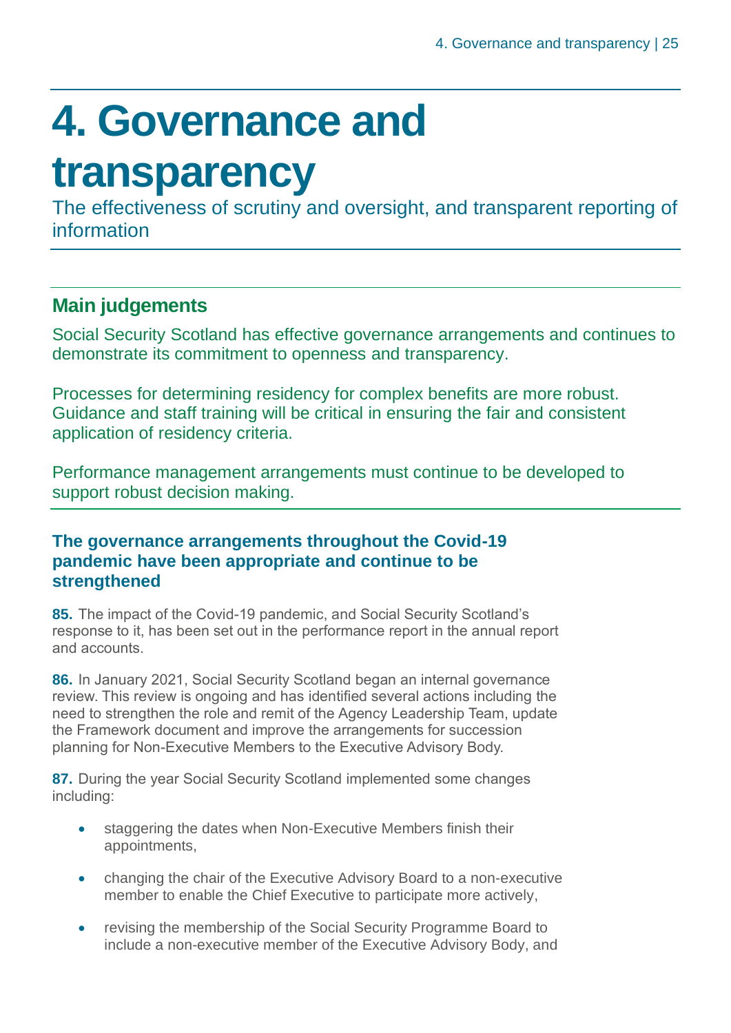# 4. Governance and transparency

The effectiveness of scrutiny and oversight, and transparent reporting of information

## Main judgements

Social Security Scotland has effective governance arrangements and continues to demonstrate its commitment to openness and transparency.

Processes for determining residency for complex benefits are more robust. Guidance and staff training will be critical in ensuring the fair and consistent application of residency criteria.

Performance management arrangements must continue to be developed to support robust decision making.

### The governance arrangements throughout the Covid-19 pandemic have been appropriate and continue to be strengthened

**85.** The impact of the Covid-19 pandemic, and Social Security Scotland's response to it, has been set out in the performance report in the annual report and accounts.

**86.** In January 2021, Social Security Scotland began an internal governance review. This review is ongoing and has identified several actions including the need to strengthen the role and remit of the Agency Leadership Team, update the Framework document and improve the arrangements for succession planning for Non-Executive Members to the Executive Advisory Body.

**87.** During the year Social Security Scotland implemented some changes including:

- staggering the dates when Non-Executive Members finish their appointments,
- changing the chair of the Executive Advisory Board to a non-executive member to enable the Chief Executive to participate more actively,
- revising the membership of the Social Security Programme Board to include a non-executive member of the Executive Advisory Body, and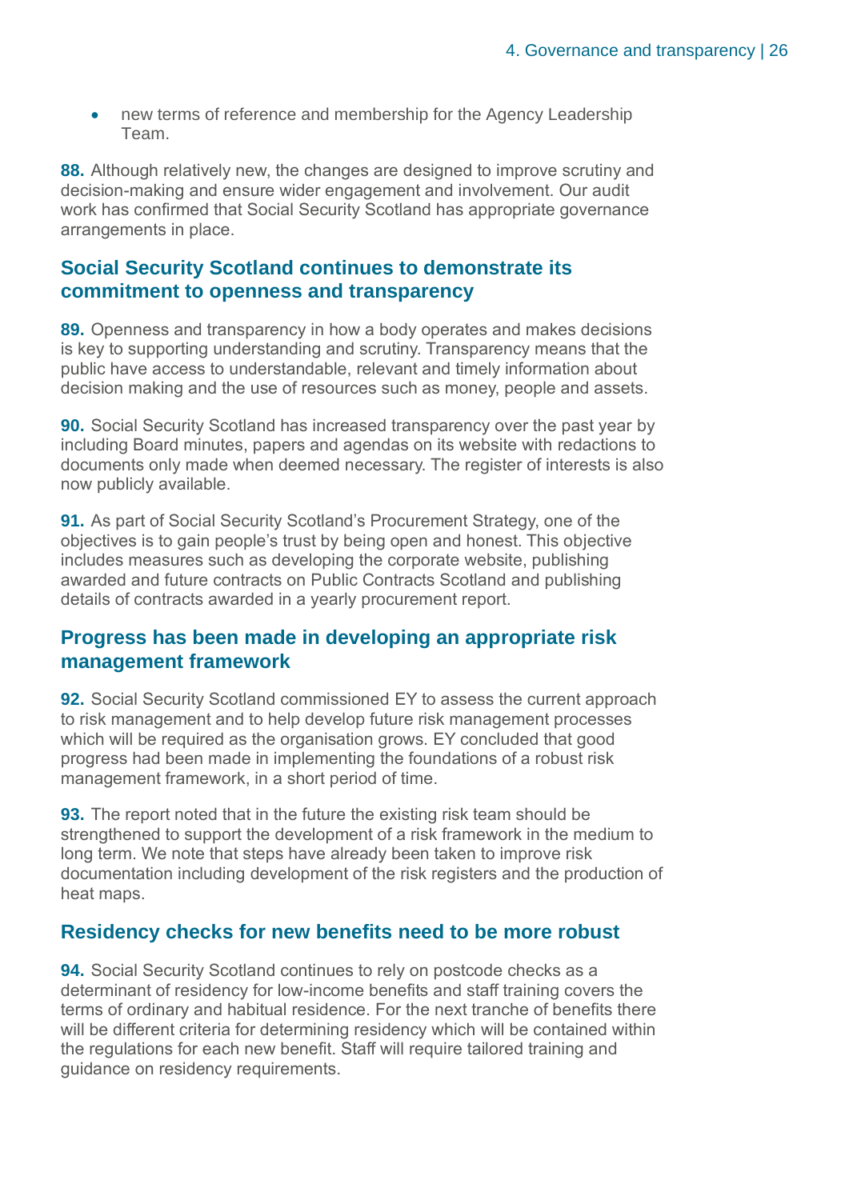- new terms of reference and membership for the Agency Leadership Team.

**88.** Although relatively new, the changes are designed to improve scrutiny and decision-making and ensure wider engagement and involvement. Our audit work has confirmed that Social Security Scotland has appropriate governance arrangements in place.

## Social Security Scotland continues to demonstrate its commitment to openness and transparency

**89.** Openness and transparency in how a body operates and makes decisions is key to supporting understanding and scrutiny. Transparency means that the public have access to understandable, relevant and timely information about decision making and the use of resources such as money, people and assets.

**90.** Social Security Scotland has increased transparency over the past year by including Board minutes, papers and agendas on its website with redactions to documents only made when deemed necessary. The register of interests is also now publicly available.

**91.** As part of Social Security Scotland's Procurement Strategy, one of the objectives is to gain people's trust by being open and honest. This objective includes measures such as developing the corporate website, publishing awarded and future contracts on Public Contracts Scotland and publishing details of contracts awarded in a yearly procurement report.

## Progress has been made in developing an appropriate risk management framework

**92.** Social Security Scotland commissioned EY to assess the current approach to risk management and to help develop future risk management processes which will be required as the organisation grows. EY concluded that good progress had been made in implementing the foundations of a robust risk management framework, in a short period of time.

**93.** The report noted that in the future the existing risk team should be strengthened to support the development of a risk framework in the medium to long term. We note that steps have already been taken to improve risk documentation including development of the risk registers and the production of heat maps.

## Residency checks for new benefits need to be more robust

**94.** Social Security Scotland continues to rely on postcode checks as a determinant of residency for low-income benefits and staff training covers the terms of ordinary and habitual residence. For the next tranche of benefits there will be different criteria for determining residency which will be contained within the regulations for each new benefit. Staff will require tailored training and guidance on residency requirements.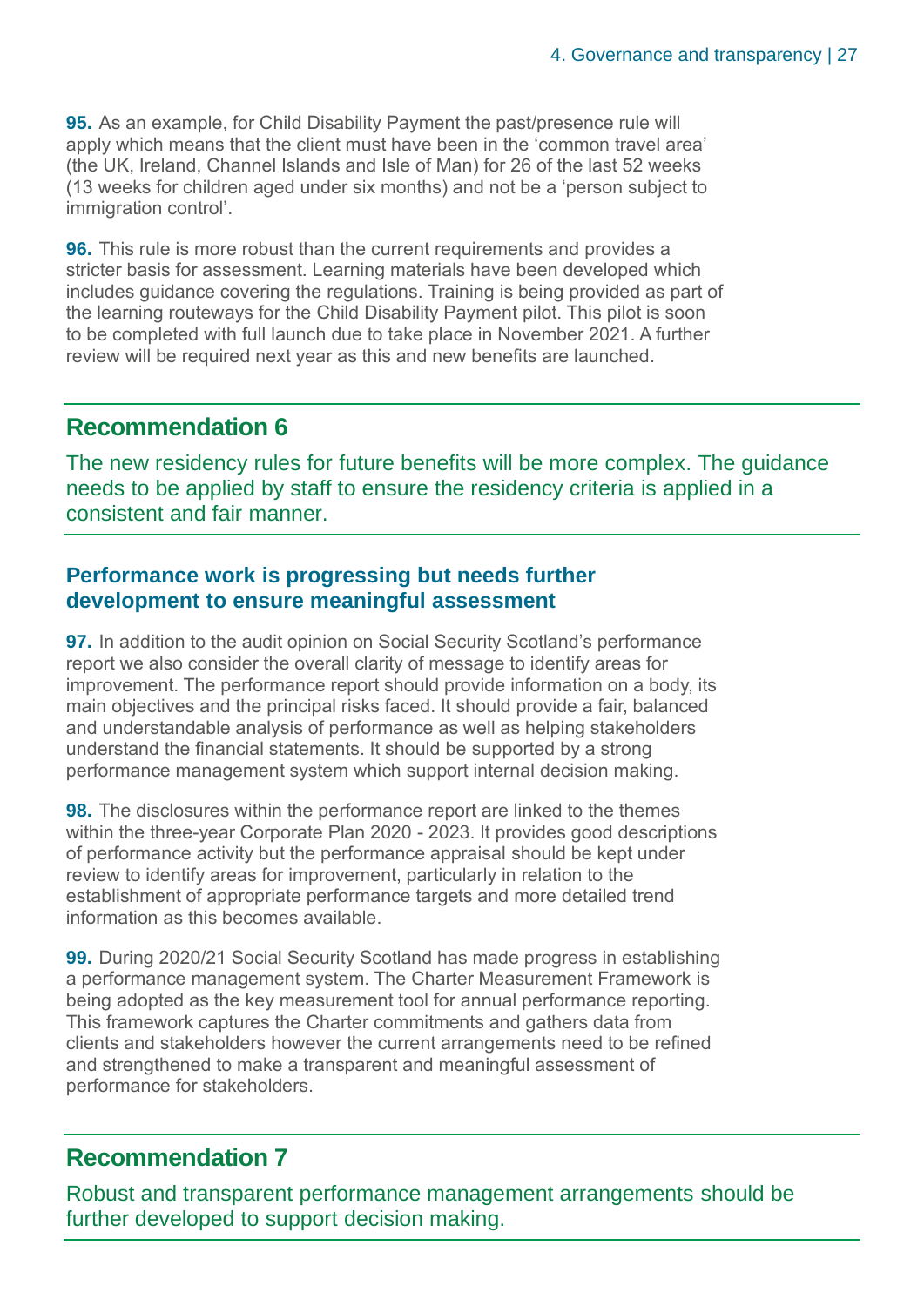**95.** As an example, for Child Disability Payment the past/presence rule will apply which means that the client must have been in the 'common travel area' (the UK, Ireland, Channel Islands and Isle of Man) for 26 of the last 52 weeks (13 weeks for children aged under six months) and not be a 'person subject to immigration control'.

**96.** This rule is more robust than the current requirements and provides a stricter basis for assessment. Learning materials have been developed which includes guidance covering the regulations. Training is being provided as part of the learning routeways for the Child Disability Payment pilot. This pilot is soon to be completed with full launch due to take place in November 2021. A further review will be required next year as this and new benefits are launched.

## Recommendation 6

The new residency rules for future benefits will be more complex. The guidance needs to be applied by staff to ensure the residency criteria is applied in a consistent and fair manner.

### Performance work is progressing but needs further development to ensure meaningful assessment

**97.** In addition to the audit opinion on Social Security Scotland's performance report we also consider the overall clarity of message to identify areas for improvement. The performance report should provide information on a body, its main objectives and the principal risks faced. It should provide a fair, balanced and understandable analysis of performance as well as helping stakeholders understand the financial statements. It should be supported by a strong performance management system which support internal decision making.

**98.** The disclosures within the performance report are linked to the themes within the three-year Corporate Plan 2020 - 2023. It provides good descriptions of performance activity but the performance appraisal should be kept under review to identify areas for improvement, particularly in relation to the establishment of appropriate performance targets and more detailed trend information as this becomes available.

**99.** During 2020/21 Social Security Scotland has made progress in establishing a performance management system. The Charter Measurement Framework is being adopted as the key measurement tool for annual performance reporting. This framework captures the Charter commitments and gathers data from clients and stakeholders however the current arrangements need to be refined and strengthened to make a transparent and meaningful assessment of performance for stakeholders.

## Recommendation 7

Robust and transparent performance management arrangements should be further developed to support decision making.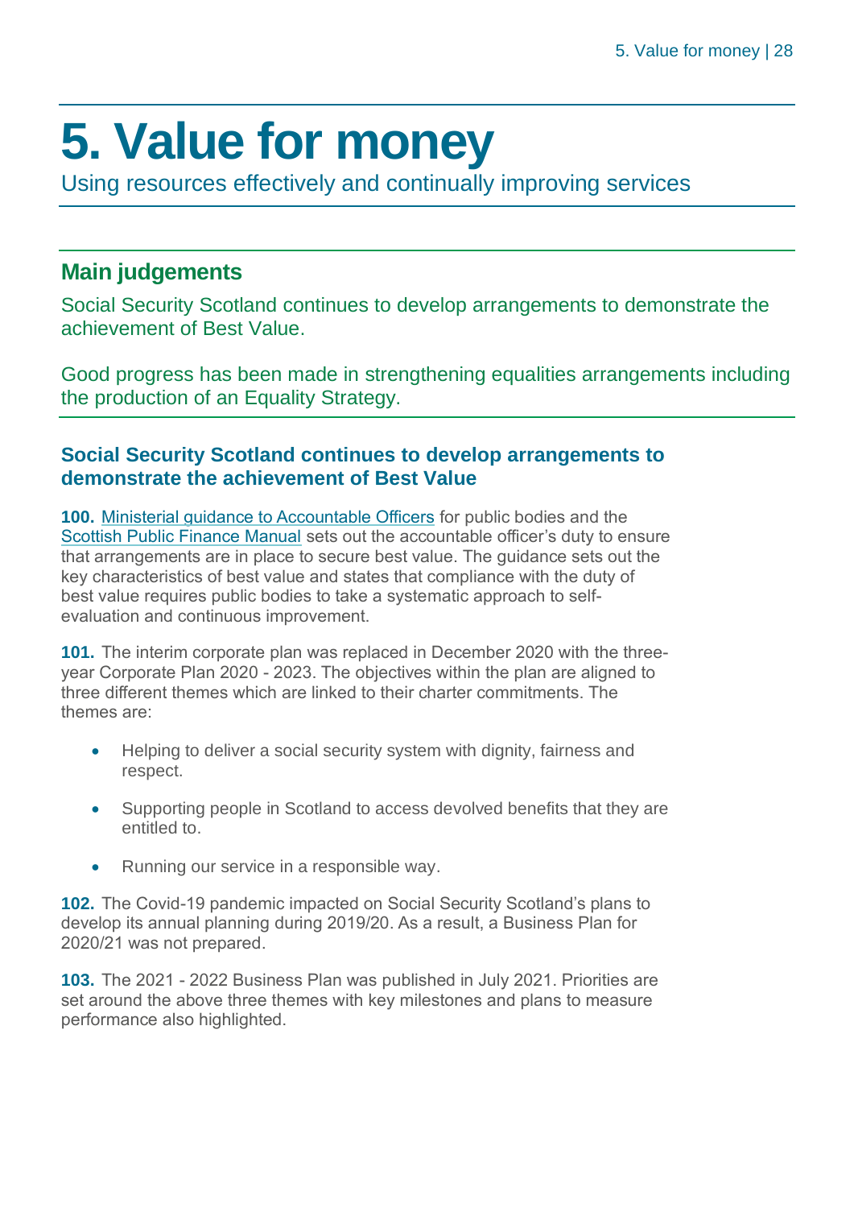# 5. Value for money

Using resources effectively and continually improving services

## Main judgements

Social Security Scotland continues to develop arrangements to demonstrate the achievement of Best Value.

Good progress has been made in strengthening equalities arrangements including the production of an Equality Strategy.

### Social Security Scotland continues to develop arrangements to demonstrate the achievement of Best Value

**100.** Ministerial guidance to Accountable Officers for public bodies and the Scottish Public Finance Manual sets out the accountable officer's duty to ensure that arrangements are in place to secure best value. The guidance sets out the key characteristics of best value and states that compliance with the duty of best value requires public bodies to take a systematic approach to self-evaluation and continuous improvement.

**101.** The interim corporate plan was replaced in December 2020 with the three-year Corporate Plan 2020 - 2023. The objectives within the plan are aligned to three different themes which are linked to their charter commitments. The themes are:

- Helping to deliver a social security system with dignity, fairness and respect.
- Supporting people in Scotland to access devolved benefits that they are entitled to.
- Running our service in a responsible way.

**102.** The Covid-19 pandemic impacted on Social Security Scotland's plans to develop its annual planning during 2019/20. As a result, a Business Plan for 2020/21 was not prepared.

**103.** The 2021 - 2022 Business Plan was published in July 2021. Priorities are set around the above three themes with key milestones and plans to measure performance also highlighted.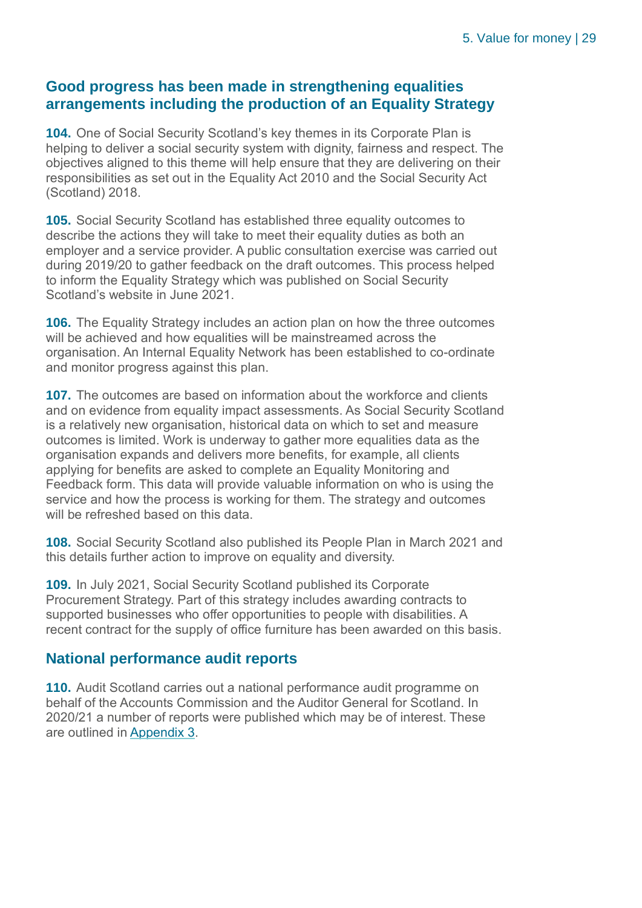## Good progress has been made in strengthening equalities arrangements including the production of an Equality Strategy

**104.** One of Social Security Scotland's key themes in its Corporate Plan is helping to deliver a social security system with dignity, fairness and respect. The objectives aligned to this theme will help ensure that they are delivering on their responsibilities as set out in the Equality Act 2010 and the Social Security Act (Scotland) 2018.

**105.** Social Security Scotland has established three equality outcomes to describe the actions they will take to meet their equality duties as both an employer and a service provider. A public consultation exercise was carried out during 2019/20 to gather feedback on the draft outcomes. This process helped to inform the Equality Strategy which was published on Social Security Scotland's website in June 2021.

**106.** The Equality Strategy includes an action plan on how the three outcomes will be achieved and how equalities will be mainstreamed across the organisation. An Internal Equality Network has been established to co-ordinate and monitor progress against this plan.

**107.** The outcomes are based on information about the workforce and clients and on evidence from equality impact assessments. As Social Security Scotland is a relatively new organisation, historical data on which to set and measure outcomes is limited. Work is underway to gather more equalities data as the organisation expands and delivers more benefits, for example, all clients applying for benefits are asked to complete an Equality Monitoring and Feedback form. This data will provide valuable information on who is using the service and how the process is working for them. The strategy and outcomes will be refreshed based on this data.

**108.** Social Security Scotland also published its People Plan in March 2021 and this details further action to improve on equality and diversity.

**109.** In July 2021, Social Security Scotland published its Corporate Procurement Strategy. Part of this strategy includes awarding contracts to supported businesses who offer opportunities to people with disabilities. A recent contract for the supply of office furniture has been awarded on this basis.

## National performance audit reports

**110.** Audit Scotland carries out a national performance audit programme on behalf of the Accounts Commission and the Auditor General for Scotland. In 2020/21 a number of reports were published which may be of interest. These are outlined in Appendix 3.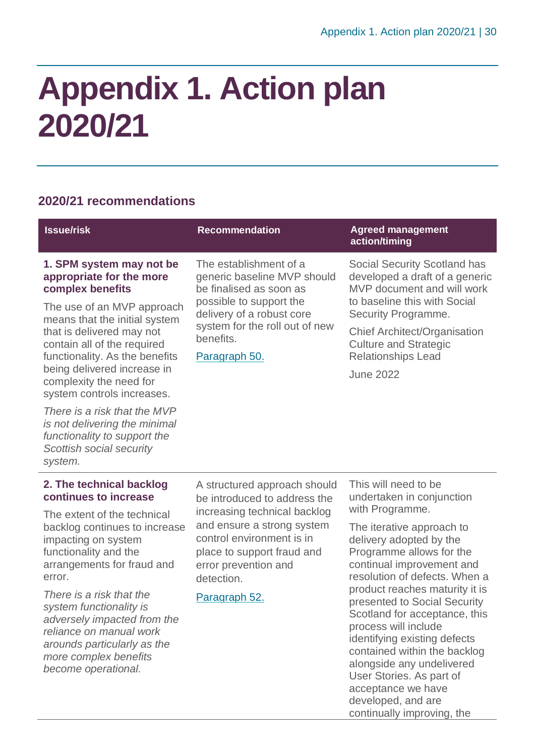# Appendix 1. Action plan 2020/21

## 2020/21 recommendations

| Issue/risk | Recommendation | Agreed management action/timing |
| --- | --- | --- |
| **1. SPM system may not be appropriate for the more complex benefits**<br><br>The use of an MVP approach means that the initial system that is delivered may not contain all of the required functionality. As the benefits being delivered increase in complexity the need for system controls increases.<br><br>*There is a risk that the MVP is not delivering the minimal functionality to support the Scottish social security system.* | The establishment of a generic baseline MVP should be finalised as soon as possible to support the delivery of a robust core system for the roll out of new benefits.<br><br>Paragraph 50. | Social Security Scotland has developed a draft of a generic MVP document and will work to baseline this with Social Security Programme.<br><br>Chief Architect/Organisation Culture and Strategic Relationships Lead<br><br>June 2022 |
| **2. The technical backlog continues to increase**<br><br>The extent of the technical backlog continues to increase impacting on system functionality and the arrangements for fraud and error.<br><br>*There is a risk that the system functionality is adversely impacted from the reliance on manual work arounds particularly as the more complex benefits become operational.* | A structured approach should be introduced to address the increasing technical backlog and ensure a strong system control environment is in place to support fraud and error prevention and detection.<br><br>Paragraph 52. | This will need to be undertaken in conjunction with Programme.<br><br>The iterative approach to delivery adopted by the Programme allows for the continual improvement and resolution of defects. When a product reaches maturity it is presented to Social Security Scotland for acceptance, this process will include identifying existing defects contained within the backlog alongside any undelivered User Stories. As part of acceptance we have developed, and are continually improving, the |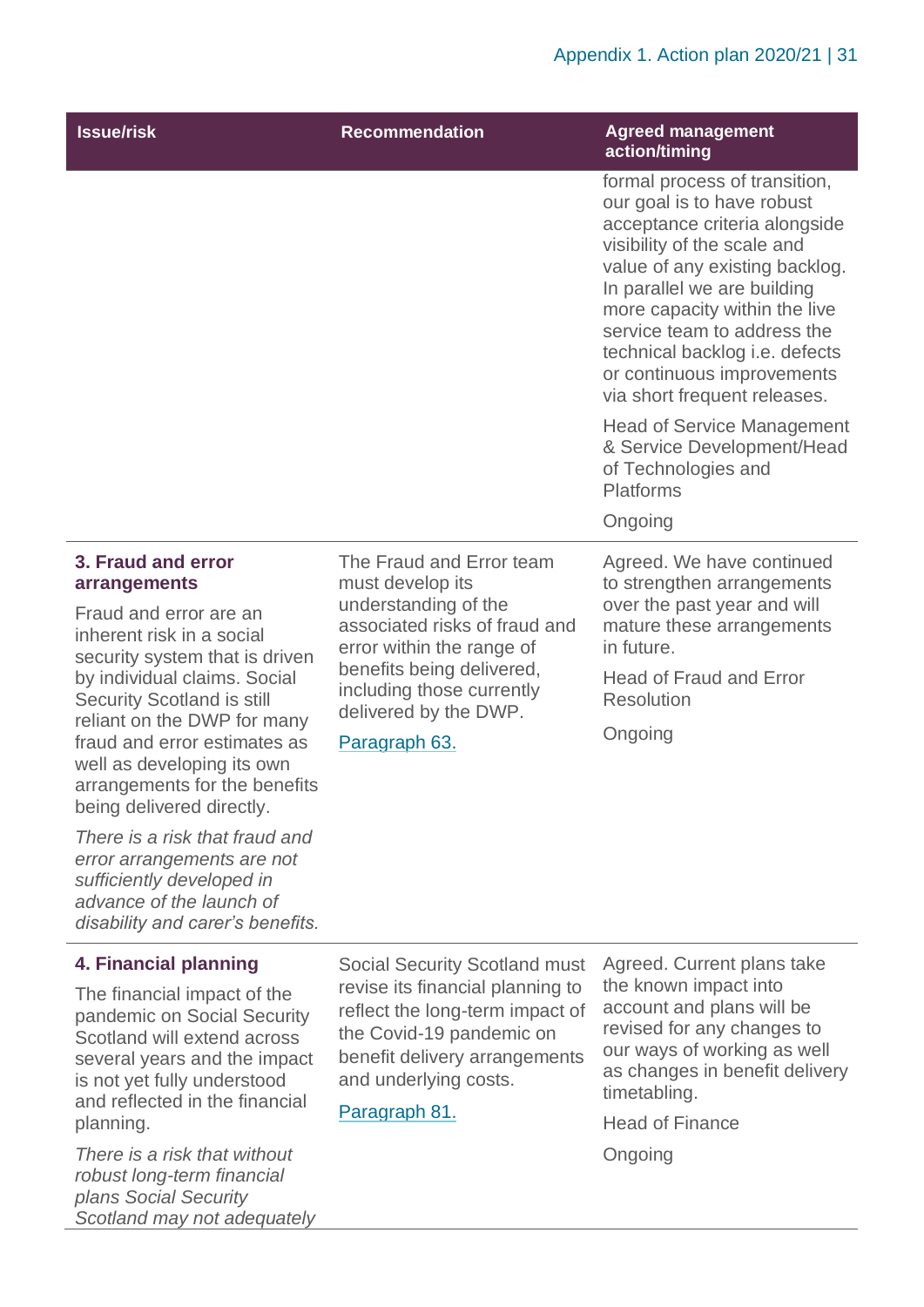| Issue/risk | Recommendation | Agreed management action/timing |
|---|---|---|
| | | formal process of transition, our goal is to have robust acceptance criteria alongside visibility of the scale and value of any existing backlog. In parallel we are building more capacity within the live service team to address the technical backlog i.e. defects or continuous improvements via short frequent releases.<br><br>Head of Service Management & Service Development/Head of Technologies and Platforms<br><br>Ongoing |
| **3. Fraud and error arrangements**<br><br>Fraud and error are an inherent risk in a social security system that is driven by individual claims. Social Security Scotland is still reliant on the DWP for many fraud and error estimates as well as developing its own arrangements for the benefits being delivered directly.<br><br>*There is a risk that fraud and error arrangements are not sufficiently developed in advance of the launch of disability and carer's benefits.* | The Fraud and Error team must develop its understanding of the associated risks of fraud and error within the range of benefits being delivered, including those currently delivered by the DWP.<br><br>Paragraph 63. | Agreed. We have continued to strengthen arrangements over the past year and will mature these arrangements in future.<br><br>Head of Fraud and Error Resolution<br><br>Ongoing |
| **4. Financial planning**<br><br>The financial impact of the pandemic on Social Security Scotland will extend across several years and the impact is not yet fully understood and reflected in the financial planning.<br><br>*There is a risk that without robust long-term financial plans Social Security Scotland may not adequately* | Social Security Scotland must revise its financial planning to reflect the long-term impact of the Covid-19 pandemic on benefit delivery arrangements and underlying costs.<br><br>Paragraph 81. | Agreed. Current plans take the known impact into account and plans will be revised for any changes to our ways of working as well as changes in benefit delivery timetabling.<br><br>Head of Finance<br><br>Ongoing |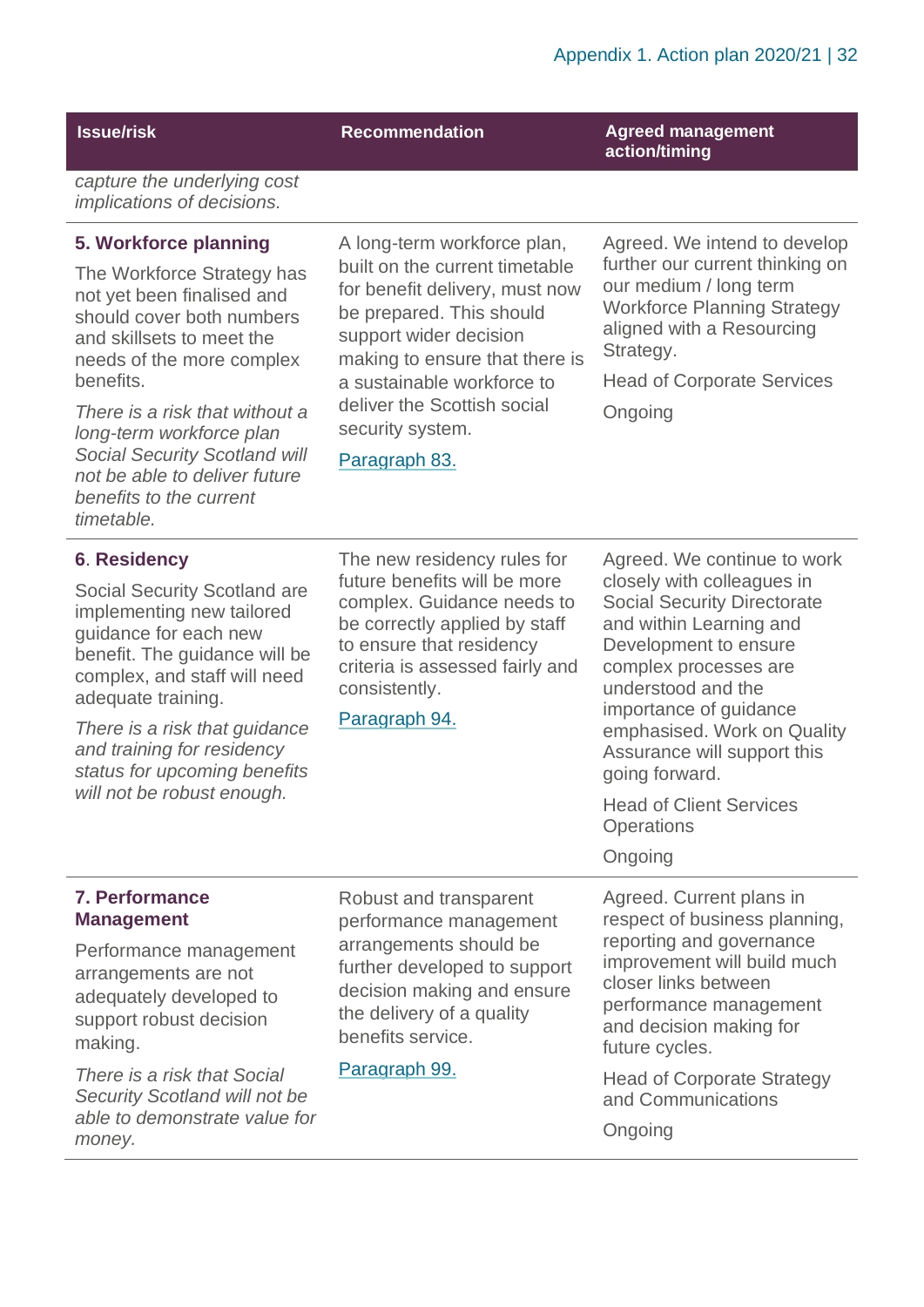| Issue/risk | Recommendation | Agreed management action/timing |
|---|---|---|
| *capture the underlying cost implications of decisions.* | | |
| **5. Workforce planning**<br><br>The Workforce Strategy has not yet been finalised and should cover both numbers and skillsets to meet the needs of the more complex benefits.<br><br>*There is a risk that without a long-term workforce plan Social Security Scotland will not be able to deliver future benefits to the current timetable.* | A long-term workforce plan, built on the current timetable for benefit delivery, must now be prepared. This should support wider decision making to ensure that there is a sustainable workforce to deliver the Scottish social security system.<br><br>Paragraph 83. | Agreed. We intend to develop further our current thinking on our medium / long term Workforce Planning Strategy aligned with a Resourcing Strategy.<br><br>Head of Corporate Services<br><br>Ongoing |
| **6. Residency**<br><br>Social Security Scotland are implementing new tailored guidance for each new benefit. The guidance will be complex, and staff will need adequate training.<br><br>*There is a risk that guidance and training for residency status for upcoming benefits will not be robust enough.* | The new residency rules for future benefits will be more complex. Guidance needs to be correctly applied by staff to ensure that residency criteria is assessed fairly and consistently.<br><br>Paragraph 94. | Agreed. We continue to work closely with colleagues in Social Security Directorate and within Learning and Development to ensure complex processes are understood and the importance of guidance emphasised. Work on Quality Assurance will support this going forward.<br><br>Head of Client Services Operations<br><br>Ongoing |
| **7. Performance Management**<br><br>Performance management arrangements are not adequately developed to support robust decision making.<br><br>*There is a risk that Social Security Scotland will not be able to demonstrate value for money.* | Robust and transparent performance management arrangements should be further developed to support decision making and ensure the delivery of a quality benefits service.<br><br>Paragraph 99. | Agreed. Current plans in respect of business planning, reporting and governance improvement will build much closer links between performance management and decision making for future cycles.<br><br>Head of Corporate Strategy and Communications<br><br>Ongoing |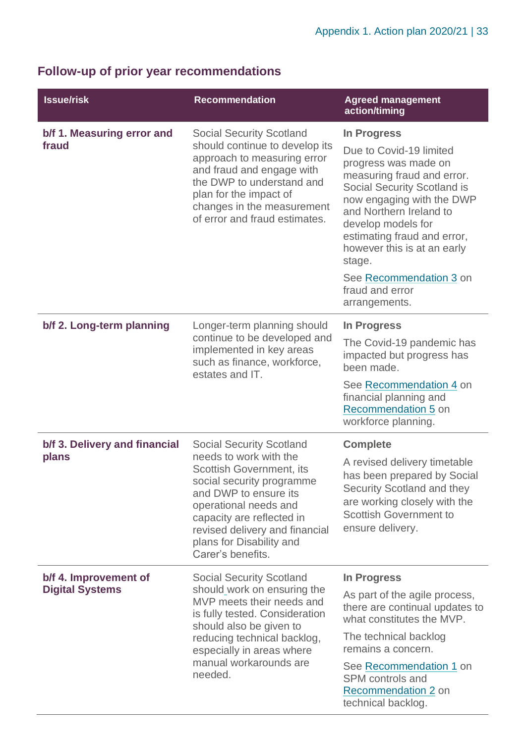## Follow-up of prior year recommendations

| Issue/risk | Recommendation | Agreed management action/timing |
|---|---|---|
| **b/f 1. Measuring error and fraud** | Social Security Scotland should continue to develop its approach to measuring error and fraud and engage with the DWP to understand and plan for the impact of changes in the measurement of error and fraud estimates. | **In Progress**<br><br>Due to Covid-19 limited progress was made on measuring fraud and error. Social Security Scotland is now engaging with the DWP and Northern Ireland to develop models for estimating fraud and error, however this is at an early stage.<br><br>See Recommendation 3 on fraud and error arrangements. |
| **b/f 2. Long-term planning** | Longer-term planning should continue to be developed and implemented in key areas such as finance, workforce, estates and IT. | **In Progress**<br><br>The Covid-19 pandemic has impacted but progress has been made.<br><br>See Recommendation 4 on financial planning and Recommendation 5 on workforce planning. |
| **b/f 3. Delivery and financial plans** | Social Security Scotland needs to work with the Scottish Government, its social security programme and DWP to ensure its operational needs and capacity are reflected in revised delivery and financial plans for Disability and Carer's benefits. | **Complete**<br><br>A revised delivery timetable has been prepared by Social Security Scotland and they are working closely with the Scottish Government to ensure delivery. |
| **b/f 4. Improvement of Digital Systems** | Social Security Scotland should work on ensuring the MVP meets their needs and is fully tested. Consideration should also be given to reducing technical backlog, especially in areas where manual workarounds are needed. | **In Progress**<br><br>As part of the agile process, there are continual updates to what constitutes the MVP.<br><br>The technical backlog remains a concern.<br><br>See Recommendation 1 on SPM controls and Recommendation 2 on technical backlog. |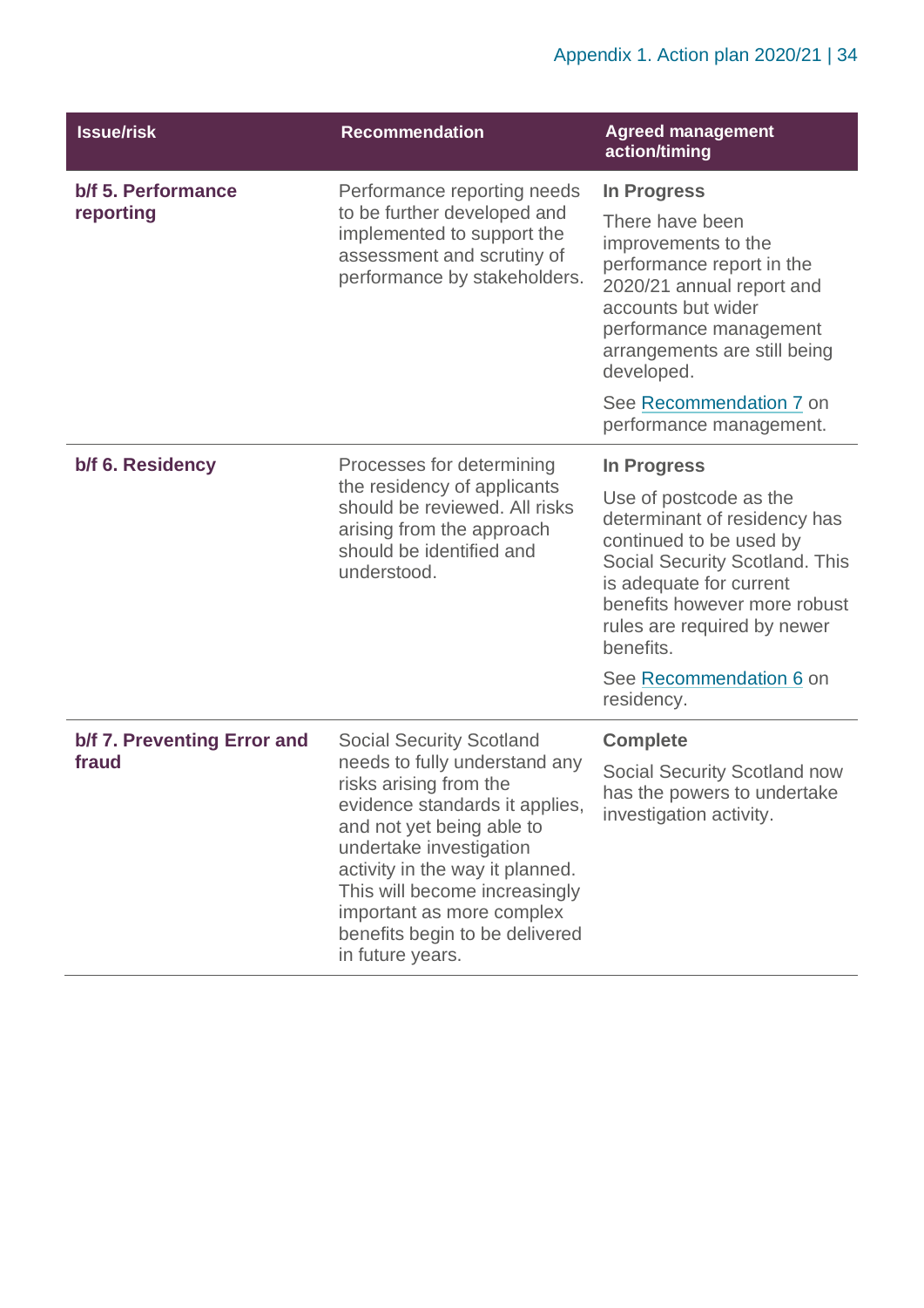| Issue/risk | Recommendation | Agreed management action/timing |
| --- | --- | --- |
| **b/f 5. Performance reporting** | Performance reporting needs to be further developed and implemented to support the assessment and scrutiny of performance by stakeholders. | **In Progress**<br><br>There have been improvements to the performance report in the 2020/21 annual report and accounts but wider performance management arrangements are still being developed.<br><br>See Recommendation 7 on performance management. |
| **b/f 6. Residency** | Processes for determining the residency of applicants should be reviewed. All risks arising from the approach should be identified and understood. | **In Progress**<br><br>Use of postcode as the determinant of residency has continued to be used by Social Security Scotland. This is adequate for current benefits however more robust rules are required by newer benefits.<br><br>See Recommendation 6 on residency. |
| **b/f 7. Preventing Error and fraud** | Social Security Scotland needs to fully understand any risks arising from the evidence standards it applies, and not yet being able to undertake investigation activity in the way it planned. This will become increasingly important as more complex benefits begin to be delivered in future years. | **Complete**<br><br>Social Security Scotland now has the powers to undertake investigation activity. |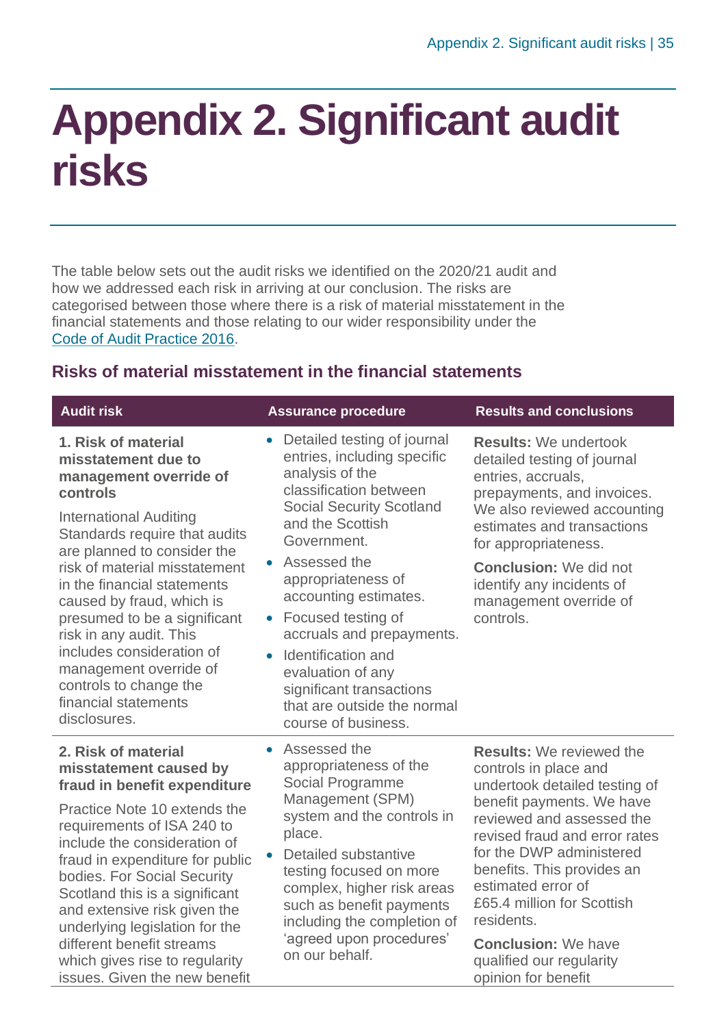# Appendix 2. Significant audit risks

The table below sets out the audit risks we identified on the 2020/21 audit and how we addressed each risk in arriving at our conclusion. The risks are categorised between those where there is a risk of material misstatement in the financial statements and those relating to our wider responsibility under the [Code of Audit Practice 2016](Code of Audit Practice 2016).

### Risks of material misstatement in the financial statements

| Audit risk | Assurance procedure | Results and conclusions |
|---|---|---|
| **1. Risk of material misstatement due to management override of controls**<br><br>International Auditing Standards require that audits are planned to consider the risk of material misstatement in the financial statements caused by fraud, which is presumed to be a significant risk in any audit. This includes consideration of management override of controls to change the financial statements disclosures. | • Detailed testing of journal entries, including specific analysis of the classification between Social Security Scotland and the Scottish Government.<br>• Assessed the appropriateness of accounting estimates.<br>• Focused testing of accruals and prepayments.<br>• Identification and evaluation of any significant transactions that are outside the normal course of business. | **Results:** We undertook detailed testing of journal entries, accruals, prepayments, and invoices. We also reviewed accounting estimates and transactions for appropriateness.<br><br>**Conclusion:** We did not identify any incidents of management override of controls. |
| **2. Risk of material misstatement caused by fraud in benefit expenditure**<br><br>Practice Note 10 extends the requirements of ISA 240 to include the consideration of fraud in expenditure for public bodies. For Social Security Scotland this is a significant and extensive risk given the underlying legislation for the different benefit streams which gives rise to regularity issues. Given the new benefit | • Assessed the appropriateness of the Social Programme Management (SPM) system and the controls in place.<br>• Detailed substantive testing focused on more complex, higher risk areas such as benefit payments including the completion of 'agreed upon procedures' on our behalf. | **Results:** We reviewed the controls in place and undertook detailed testing of benefit payments. We have reviewed and assessed the revised fraud and error rates for the DWP administered benefits. This provides an estimated error of £65.4 million for Scottish residents.<br><br>**Conclusion:** We have qualified our regularity opinion for benefit |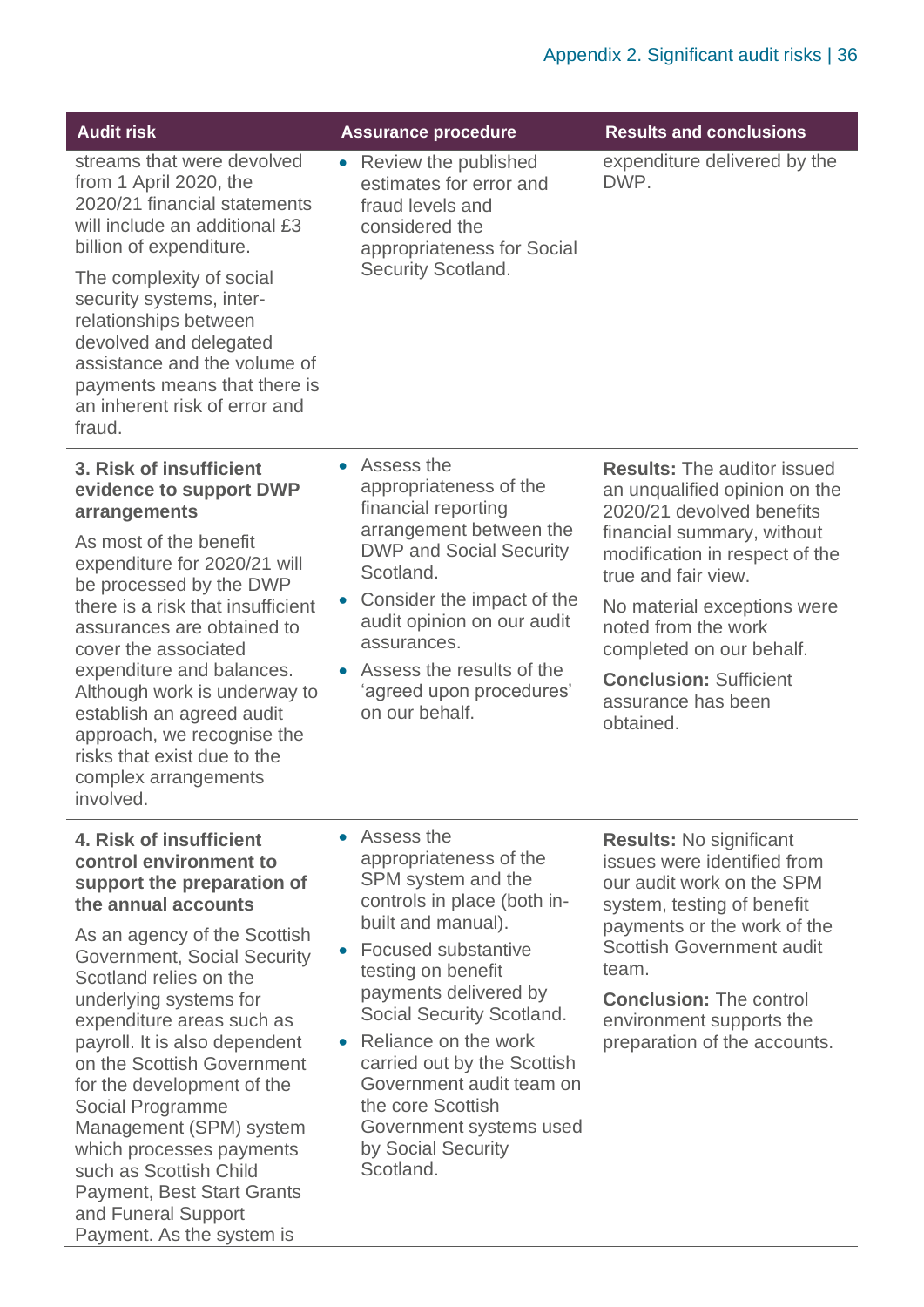| Audit risk | Assurance procedure | Results and conclusions |
|---|---|---|
| streams that were devolved from 1 April 2020, the 2020/21 financial statements will include an additional £3 billion of expenditure.<br><br>The complexity of social security systems, inter-relationships between devolved and delegated assistance and the volume of payments means that there is an inherent risk of error and fraud. | • Review the published estimates for error and fraud levels and considered the appropriateness for Social Security Scotland. | expenditure delivered by the DWP. |
| **3. Risk of insufficient evidence to support DWP arrangements**<br><br>As most of the benefit expenditure for 2020/21 will be processed by the DWP there is a risk that insufficient assurances are obtained to cover the associated expenditure and balances. Although work is underway to establish an agreed audit approach, we recognise the risks that exist due to the complex arrangements involved. | • Assess the appropriateness of the financial reporting arrangement between the DWP and Social Security Scotland.<br>• Consider the impact of the audit opinion on our audit assurances.<br>• Assess the results of the 'agreed upon procedures' on our behalf. | **Results:** The auditor issued an unqualified opinion on the 2020/21 devolved benefits financial summary, without modification in respect of the true and fair view.<br><br>No material exceptions were noted from the work completed on our behalf.<br><br>**Conclusion:** Sufficient assurance has been obtained. |
| **4. Risk of insufficient control environment to support the preparation of the annual accounts**<br><br>As an agency of the Scottish Government, Social Security Scotland relies on the underlying systems for expenditure areas such as payroll. It is also dependent on the Scottish Government for the development of the Social Programme Management (SPM) system which processes payments such as Scottish Child Payment, Best Start Grants and Funeral Support Payment. As the system is | • Assess the appropriateness of the SPM system and the controls in place (both in-built and manual).<br>• Focused substantive testing on benefit payments delivered by Social Security Scotland.<br>• Reliance on the work carried out by the Scottish Government audit team on the core Scottish Government systems used by Social Security Scotland. | **Results:** No significant issues were identified from our audit work on the SPM system, testing of benefit payments or the work of the Scottish Government audit team.<br><br>**Conclusion:** The control environment supports the preparation of the accounts. |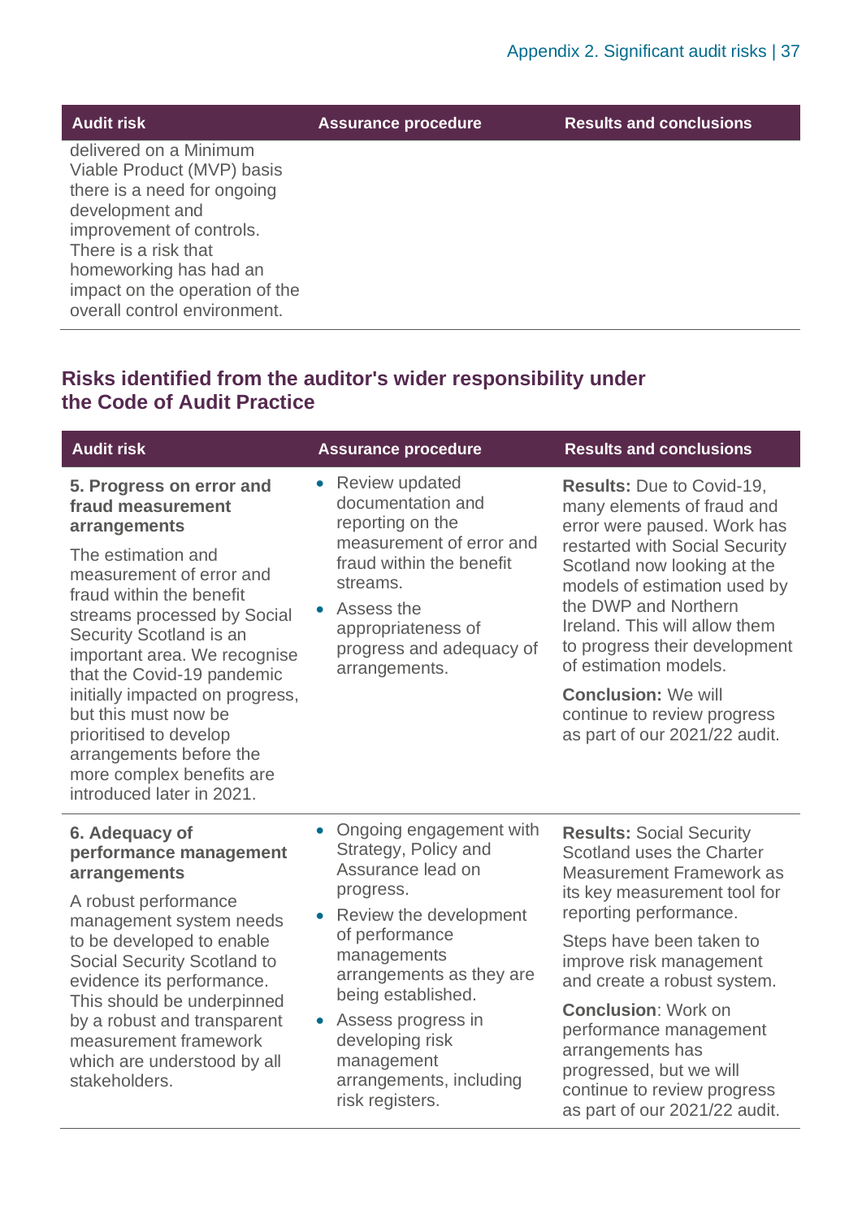| Audit risk | Assurance procedure | Results and conclusions |
|---|---|---|
| delivered on a Minimum Viable Product (MVP) basis there is a need for ongoing development and improvement of controls. There is a risk that homeworking has had an impact on the operation of the overall control environment. | | |

## Risks identified from the auditor's wider responsibility under the Code of Audit Practice

| Audit risk | Assurance procedure | Results and conclusions |
|---|---|---|
| **5. Progress on error and fraud measurement arrangements**<br><br>The estimation and measurement of error and fraud within the benefit streams processed by Social Security Scotland is an important area. We recognise that the Covid-19 pandemic initially impacted on progress, but this must now be prioritised to develop arrangements before the more complex benefits are introduced later in 2021. | • Review updated documentation and reporting on the measurement of error and fraud within the benefit streams.<br>• Assess the appropriateness of progress and adequacy of arrangements. | **Results:** Due to Covid-19, many elements of fraud and error were paused. Work has restarted with Social Security Scotland now looking at the models of estimation used by the DWP and Northern Ireland. This will allow them to progress their development of estimation models.<br><br>**Conclusion:** We will continue to review progress as part of our 2021/22 audit. |
| **6. Adequacy of performance management arrangements**<br><br>A robust performance management system needs to be developed to enable Social Security Scotland to evidence its performance. This should be underpinned by a robust and transparent measurement framework which are understood by all stakeholders. | • Ongoing engagement with Strategy, Policy and Assurance lead on progress.<br>• Review the development of performance managements arrangements as they are being established.<br>• Assess progress in developing risk management arrangements, including risk registers. | **Results:** Social Security Scotland uses the Charter Measurement Framework as its key measurement tool for reporting performance.<br><br>Steps have been taken to improve risk management and create a robust system.<br><br>**Conclusion**: Work on performance management arrangements has progressed, but we will continue to review progress as part of our 2021/22 audit. |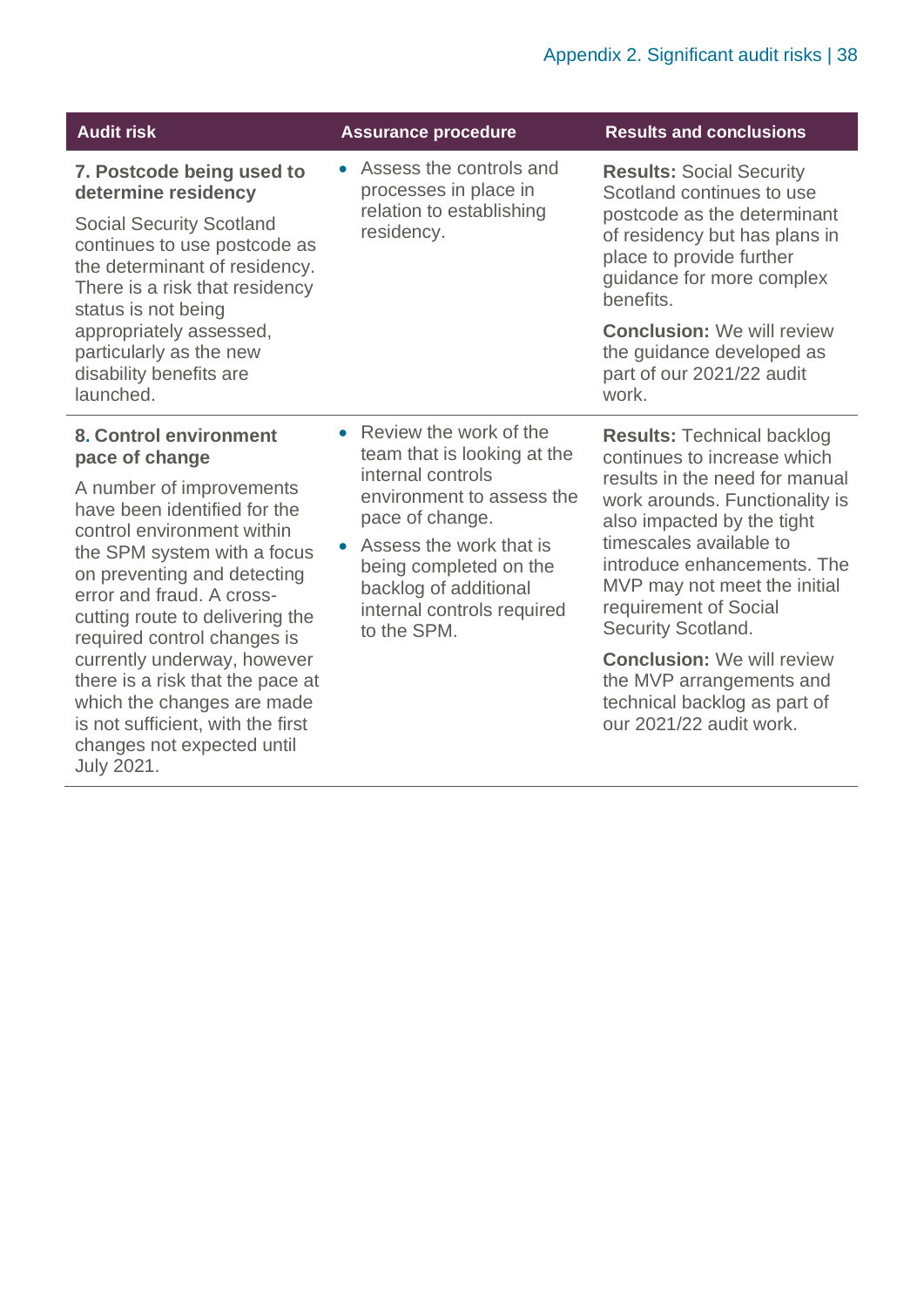| Audit risk | Assurance procedure | Results and conclusions |
|---|---|---|
| **7. Postcode being used to determine residency**<br><br>Social Security Scotland continues to use postcode as the determinant of residency. There is a risk that residency status is not being appropriately assessed, particularly as the new disability benefits are launched. | • Assess the controls and processes in place in relation to establishing residency. | **Results:** Social Security Scotland continues to use postcode as the determinant of residency but has plans in place to provide further guidance for more complex benefits.<br><br>**Conclusion:** We will review the guidance developed as part of our 2021/22 audit work. |
| **8. Control environment pace of change**<br><br>A number of improvements have been identified for the control environment within the SPM system with a focus on preventing and detecting error and fraud. A cross-cutting route to delivering the required control changes is currently underway, however there is a risk that the pace at which the changes are made is not sufficient, with the first changes not expected until July 2021. | • Review the work of the team that is looking at the internal controls environment to assess the pace of change.<br>• Assess the work that is being completed on the backlog of additional internal controls required to the SPM. | **Results:** Technical backlog continues to increase which results in the need for manual work arounds. Functionality is also impacted by the tight timescales available to introduce enhancements. The MVP may not meet the initial requirement of Social Security Scotland.<br><br>**Conclusion:** We will review the MVP arrangements and technical backlog as part of our 2021/22 audit work. |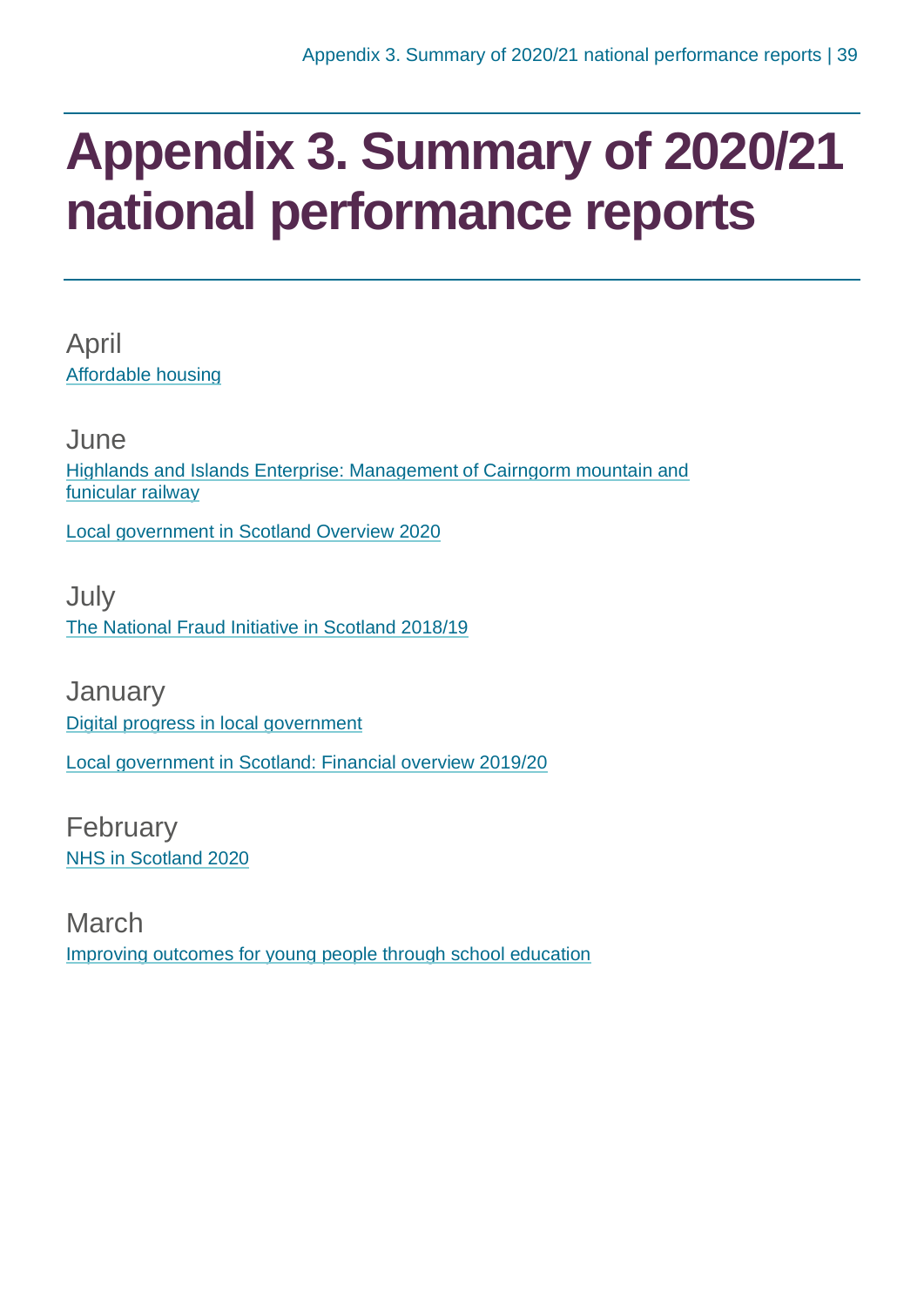# Appendix 3. Summary of 2020/21 national performance reports

## April

Affordable housing

## June

Highlands and Islands Enterprise: Management of Cairngorm mountain and funicular railway

Local government in Scotland Overview 2020

## July

The National Fraud Initiative in Scotland 2018/19

## January

Digital progress in local government

Local government in Scotland: Financial overview 2019/20

## February

NHS in Scotland 2020

## March

Improving outcomes for young people through school education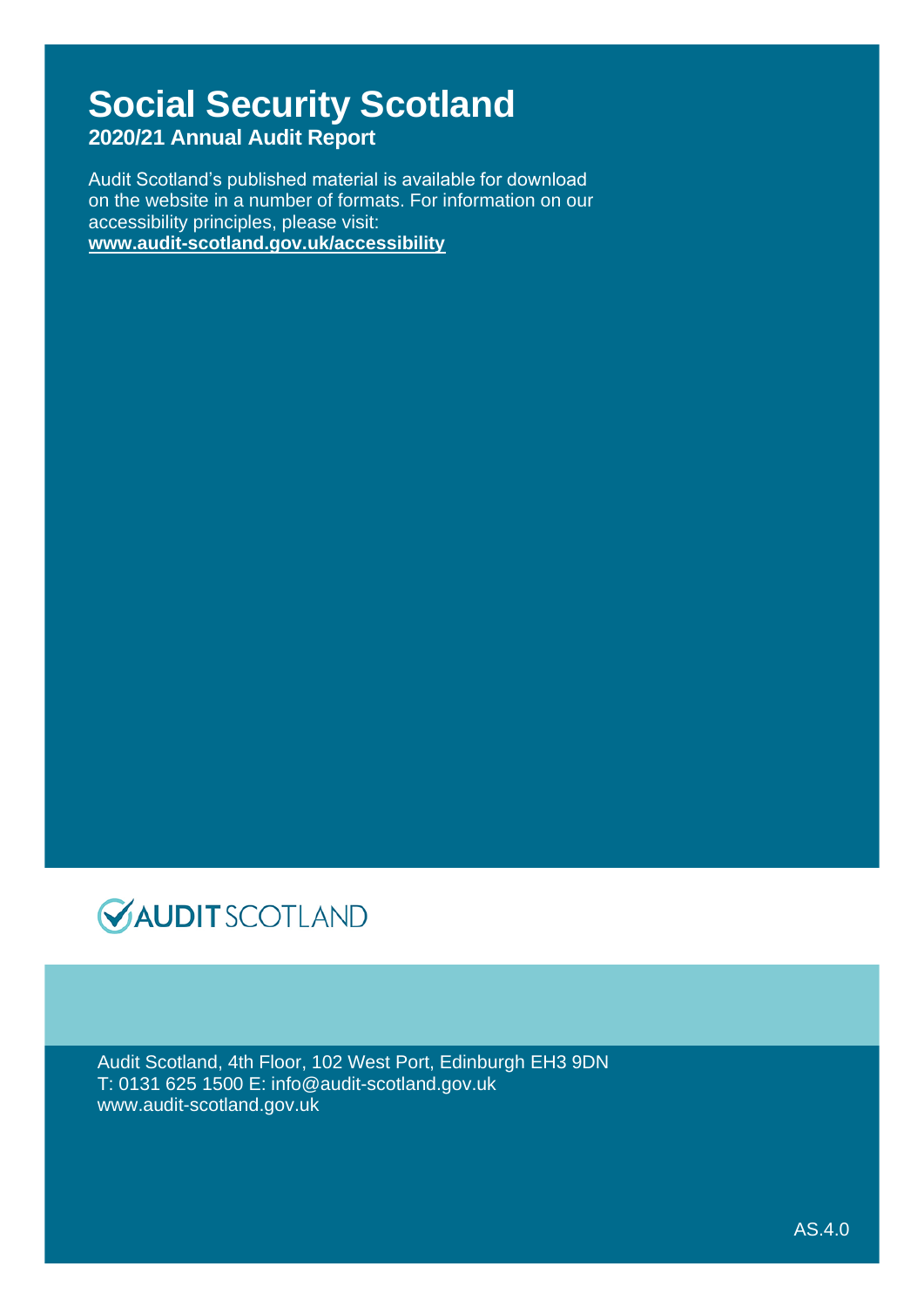# Social Security Scotland

## 2020/21 Annual Audit Report

Audit Scotland's published material is available for download on the website in a number of formats. For information on our accessibility principles, please visit:
**www.audit-scotland.gov.uk/accessibility**

AUDIT SCOTLAND

Audit Scotland, 4th Floor, 102 West Port, Edinburgh EH3 9DN
T: 0131 625 1500 E: info@audit-scotland.gov.uk
www.audit-scotland.gov.uk

AS.4.0